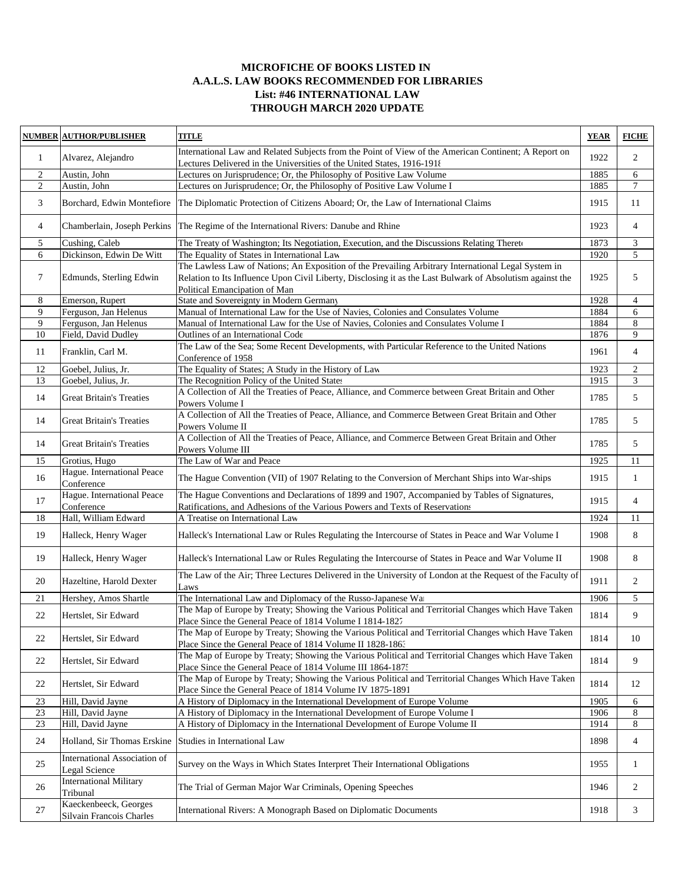# MICROFICHE OF BOOKS LISTED IN
# A.A.L.S. LAW BOOKS RECOMMENDED FOR LIBRARIES
## List: #46 INTERNATIONAL LAW
## THROUGH MARCH 2020 UPDATE

| NUMBER | AUTHOR/PUBLISHER | TITLE | YEAR | FICHE |
|---|---|---|---|---|
| 1 | Alvarez, Alejandro | International Law and Related Subjects from the Point of View of the American Continent; A Report on Lectures Delivered in the Universities of the United States, 1916-1918 | 1922 | 2 |
| 2 | Austin, John | Lectures on Jurisprudence; Or, the Philosophy of Positive Law Volume | 1885 | 6 |
| 2 | Austin, John | Lectures on Jurisprudence; Or, the Philosophy of Positive Law Volume I | 1885 | 7 |
| 3 | Borchard, Edwin Montefiore | The Diplomatic Protection of Citizens Aboard; Or, the Law of International Claims | 1915 | 11 |
| 4 | Chamberlain, Joseph Perkins | The Regime of the International Rivers: Danube and Rhine | 1923 | 4 |
| 5 | Cushing, Caleb | The Treaty of Washington; Its Negotiation, Execution, and the Discussions Relating Thereto | 1873 | 3 |
| 6 | Dickinson, Edwin De Witt | The Equality of States in International Law | 1920 | 5 |
| 7 | Edmunds, Sterling Edwin | The Lawless Law of Nations; An Exposition of the Prevailing Arbitrary International Legal System in Relation to Its Influence Upon Civil Liberty, Disclosing it as the Last Bulwark of Absolutism against the Political Emancipation of Man | 1925 | 5 |
| 8 | Emerson, Rupert | State and Sovereignty in Modern Germany | 1928 | 4 |
| 9 | Ferguson, Jan Helenus | Manual of International Law for the Use of Navies, Colonies and Consulates Volume | 1884 | 6 |
| 9 | Ferguson, Jan Helenus | Manual of International Law for the Use of Navies, Colonies and Consulates Volume I | 1884 | 8 |
| 10 | Field, David Dudley | Outlines of an International Code | 1876 | 9 |
| 11 | Franklin, Carl M. | The Law of the Sea; Some Recent Developments, with Particular Reference to the United Nations Conference of 1958 | 1961 | 4 |
| 12 | Goebel, Julius, Jr. | The Equality of States; A Study in the History of Law | 1923 | 2 |
| 13 | Goebel, Julius, Jr. | The Recognition Policy of the United States | 1915 | 3 |
| 14 | Great Britain's Treaties | A Collection of All the Treaties of Peace, Alliance, and Commerce between Great Britain and Other Powers Volume I | 1785 | 5 |
| 14 | Great Britain's Treaties | A Collection of All the Treaties of Peace, Alliance, and Commerce Between Great Britain and Other Powers Volume II | 1785 | 5 |
| 14 | Great Britain's Treaties | A Collection of All the Treaties of Peace, Alliance, and Commerce Between Great Britain and Other Powers Volume III | 1785 | 5 |
| 15 | Grotius, Hugo | The Law of War and Peace | 1925 | 11 |
| 16 | Hague. International Peace Conference | The Hague Convention (VII) of 1907 Relating to the Conversion of Merchant Ships into War-ships | 1915 | 1 |
| 17 | Hague. International Peace Conference | The Hague Conventions and Declarations of 1899 and 1907, Accompanied by Tables of Signatures, Ratifications, and Adhesions of the Various Powers and Texts of Reservations | 1915 | 4 |
| 18 | Hall, William Edward | A Treatise on International Law | 1924 | 11 |
| 19 | Halleck, Henry Wager | Halleck's International Law or Rules Regulating the Intercourse of States in Peace and War Volume I | 1908 | 8 |
| 19 | Halleck, Henry Wager | Halleck's International Law or Rules Regulating the Intercourse of States in Peace and War Volume II | 1908 | 8 |
| 20 | Hazeltine, Harold Dexter | The Law of the Air; Three Lectures Delivered in the University of London at the Request of the Faculty of Laws | 1911 | 2 |
| 21 | Hershey, Amos Shartle | The International Law and Diplomacy of the Russo-Japanese War | 1906 | 5 |
| 22 | Hertslet, Sir Edward | The Map of Europe by Treaty; Showing the Various Political and Territorial Changes which Have Taken Place Since the General Peace of 1814 Volume I 1814-1827 | 1814 | 9 |
| 22 | Hertslet, Sir Edward | The Map of Europe by Treaty; Showing the Various Political and Territorial Changes which Have Taken Place Since the General Peace of 1814 Volume II 1828-1863 | 1814 | 10 |
| 22 | Hertslet, Sir Edward | The Map of Europe by Treaty; Showing the Various Political and Territorial Changes which Have Taken Place Since the General Peace of 1814 Volume III 1864-1875 | 1814 | 9 |
| 22 | Hertslet, Sir Edward | The Map of Europe by Treaty; Showing the Various Political and Territorial Changes Which Have Taken Place Since the General Peace of 1814 Volume IV 1875-1891 | 1814 | 12 |
| 23 | Hill, David Jayne | A History of Diplomacy in the International Development of Europe Volume | 1905 | 6 |
| 23 | Hill, David Jayne | A History of Diplomacy in the International Development of Europe Volume I | 1906 | 8 |
| 23 | Hill, David Jayne | A History of Diplomacy in the International Development of Europe Volume II | 1914 | 8 |
| 24 | Holland, Sir Thomas Erskine | Studies in International Law | 1898 | 4 |
| 25 | International Association of Legal Science | Survey on the Ways in Which States Interpret Their International Obligations | 1955 | 1 |
| 26 | International Military Tribunal | The Trial of German Major War Criminals, Opening Speeches | 1946 | 2 |
| 27 | Kaeckenbeeck, Georges Silvain Francois Charles | International Rivers: A Monograph Based on Diplomatic Documents | 1918 | 3 |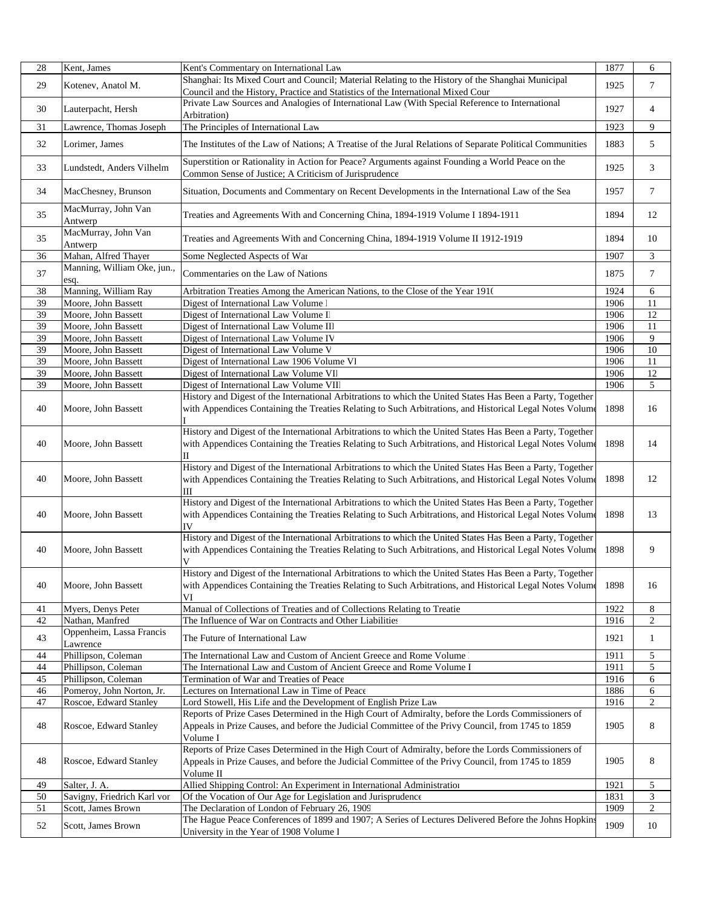| 28 | Kent, James | Kent's Commentary on International Law | 1877 | 6 |
|---|---|---|---|---|
| 29 | Kotenev, Anatol M. | Shanghai: Its Mixed Court and Council; Material Relating to the History of the Shanghai Municipal Council and the History, Practice and Statistics of the International Mixed Cour | 1925 | 7 |
| 30 | Lauterpacht, Hersh | Private Law Sources and Analogies of International Law (With Special Reference to International Arbitration) | 1927 | 4 |
| 31 | Lawrence, Thomas Joseph | The Principles of International Law | 1923 | 9 |
| 32 | Lorimer, James | The Institutes of the Law of Nations; A Treatise of the Jural Relations of Separate Political Communities | 1883 | 5 |
| 33 | Lundstedt, Anders Vilhelm | Superstition or Rationality in Action for Peace? Arguments against Founding a World Peace on the Common Sense of Justice; A Criticism of Jurisprudence | 1925 | 3 |
| 34 | MacChesney, Brunson | Situation, Documents and Commentary on Recent Developments in the International Law of the Sea | 1957 | 7 |
| 35 | MacMurray, John Van Antwerp | Treaties and Agreements With and Concerning China, 1894-1919 Volume I 1894-1911 | 1894 | 12 |
| 35 | MacMurray, John Van Antwerp | Treaties and Agreements With and Concerning China, 1894-1919 Volume II 1912-1919 | 1894 | 10 |
| 36 | Mahan, Alfred Thayer | Some Neglected Aspects of War | 1907 | 3 |
| 37 | Manning, William Oke, jun., esq. | Commentaries on the Law of Nations | 1875 | 7 |
| 38 | Manning, William Ray | Arbitration Treaties Among the American Nations, to the Close of the Year 1910 | 1924 | 6 |
| 39 | Moore, John Bassett | Digest of International Law Volume I | 1906 | 11 |
| 39 | Moore, John Bassett | Digest of International Law Volume II | 1906 | 12 |
| 39 | Moore, John Bassett | Digest of International Law Volume III | 1906 | 11 |
| 39 | Moore, John Bassett | Digest of International Law Volume IV | 1906 | 9 |
| 39 | Moore, John Bassett | Digest of International Law Volume V | 1906 | 10 |
| 39 | Moore, John Bassett | Digest of International Law 1906 Volume VI | 1906 | 11 |
| 39 | Moore, John Bassett | Digest of International Law Volume VII | 1906 | 12 |
| 39 | Moore, John Bassett | Digest of International Law Volume VIII | 1906 | 5 |
| 40 | Moore, John Bassett | History and Digest of the International Arbitrations to which the United States Has Been a Party, Together with Appendices Containing the Treaties Relating to Such Arbitrations, and Historical Legal Notes Volume I | 1898 | 16 |
| 40 | Moore, John Bassett | History and Digest of the International Arbitrations to which the United States Has Been a Party, Together with Appendices Containing the Treaties Relating to Such Arbitrations, and Historical Legal Notes Volume II | 1898 | 14 |
| 40 | Moore, John Bassett | History and Digest of the International Arbitrations to which the United States Has Been a Party, Together with Appendices Containing the Treaties Relating to Such Arbitrations, and Historical Legal Notes Volume III | 1898 | 12 |
| 40 | Moore, John Bassett | History and Digest of the International Arbitrations to which the United States Has Been a Party, Together with Appendices Containing the Treaties Relating to Such Arbitrations, and Historical Legal Notes Volume IV | 1898 | 13 |
| 40 | Moore, John Bassett | History and Digest of the International Arbitrations to which the United States Has Been a Party, Together with Appendices Containing the Treaties Relating to Such Arbitrations, and Historical Legal Notes Volume V | 1898 | 9 |
| 40 | Moore, John Bassett | History and Digest of the International Arbitrations to which the United States Has Been a Party, Together with Appendices Containing the Treaties Relating to Such Arbitrations, and Historical Legal Notes Volume VI | 1898 | 16 |
| 41 | Myers, Denys Peter | Manual of Collections of Treaties and of Collections Relating to Treatie | 1922 | 8 |
| 42 | Nathan, Manfred | The Influence of War on Contracts and Other Liabilities | 1916 | 2 |
| 43 | Oppenheim, Lassa Francis Lawrence | The Future of International Law | 1921 | 1 |
| 44 | Phillipson, Coleman | The International Law and Custom of Ancient Greece and Rome Volume I | 1911 | 5 |
| 44 | Phillipson, Coleman | The International Law and Custom of Ancient Greece and Rome Volume II | 1911 | 5 |
| 45 | Phillipson, Coleman | Termination of War and Treaties of Peace | 1916 | 6 |
| 46 | Pomeroy, John Norton, Jr. | Lectures on International Law in Time of Peace | 1886 | 6 |
| 47 | Roscoe, Edward Stanley | Lord Stowell, His Life and the Development of English Prize Law | 1916 | 2 |
| 48 | Roscoe, Edward Stanley | Reports of Prize Cases Determined in the High Court of Admiralty, before the Lords Commissioners of Appeals in Prize Causes, and before the Judicial Committee of the Privy Council, from 1745 to 1859 Volume I | 1905 | 8 |
| 48 | Roscoe, Edward Stanley | Reports of Prize Cases Determined in the High Court of Admiralty, before the Lords Commissioners of Appeals in Prize Causes, and before the Judicial Committee of the Privy Council, from 1745 to 1859 Volume II | 1905 | 8 |
| 49 | Salter, J. A. | Allied Shipping Control: An Experiment in International Administration | 1921 | 5 |
| 50 | Savigny, Friedrich Karl von | Of the Vocation of Our Age for Legislation and Jurisprudence | 1831 | 3 |
| 51 | Scott, James Brown | The Declaration of London of February 26, 1909 | 1909 | 2 |
| 52 | Scott, James Brown | The Hague Peace Conferences of 1899 and 1907; A Series of Lectures Delivered Before the Johns Hopkins University in the Year of 1908 Volume I | 1909 | 10 |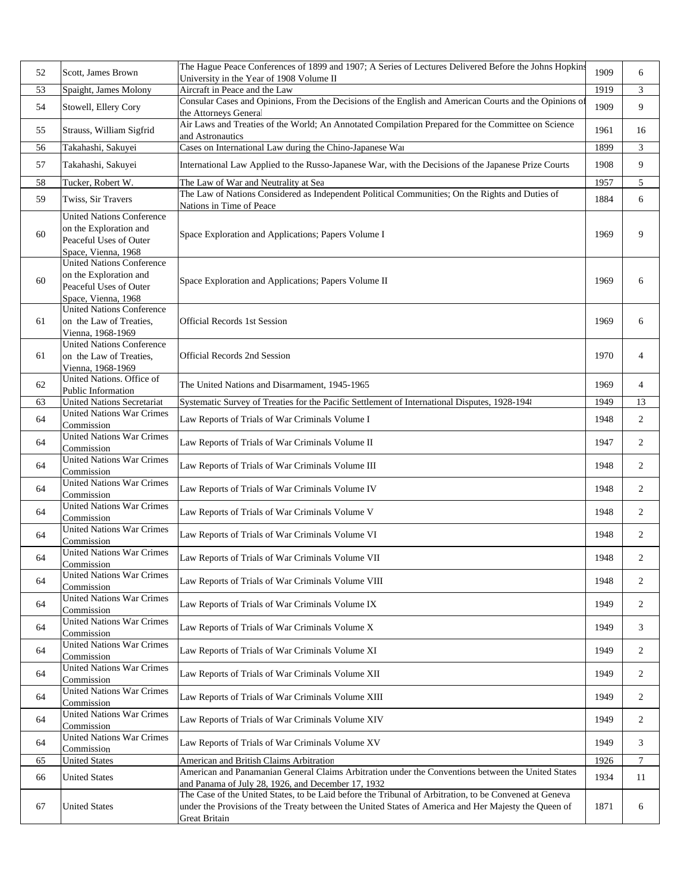| 52 | Scott, James Brown | The Hague Peace Conferences of 1899 and 1907; A Series of Lectures Delivered Before the Johns Hopkins University in the Year of 1908 Volume II | 1909 | 6 |
|---|---|---|---|---|
| 53 | Spaight, James Molony | Aircraft in Peace and the Law | 1919 | 3 |
| 54 | Stowell, Ellery Cory | Consular Cases and Opinions, From the Decisions of the English and American Courts and the Opinions of the Attorneys General | 1909 | 9 |
| 55 | Strauss, William Sigfrid | Air Laws and Treaties of the World; An Annotated Compilation Prepared for the Committee on Science and Astronautics | 1961 | 16 |
| 56 | Takahashi, Sakuyei | Cases on International Law during the Chino-Japanese War | 1899 | 3 |
| 57 | Takahashi, Sakuyei | International Law Applied to the Russo-Japanese War, with the Decisions of the Japanese Prize Courts | 1908 | 9 |
| 58 | Tucker, Robert W. | The Law of War and Neutrality at Sea | 1957 | 5 |
| 59 | Twiss, Sir Travers | The Law of Nations Considered as Independent Political Communities; On the Rights and Duties of Nations in Time of Peace | 1884 | 6 |
| 60 | United Nations Conference on the Exploration and Peaceful Uses of Outer Space, Vienna, 1968 | Space Exploration and Applications; Papers Volume I | 1969 | 9 |
| 60 | United Nations Conference on the Exploration and Peaceful Uses of Outer Space, Vienna, 1968 | Space Exploration and Applications; Papers Volume II | 1969 | 6 |
| 61 | United Nations Conference on the Law of Treaties, Vienna, 1968-1969 | Official Records 1st Session | 1969 | 6 |
| 61 | United Nations Conference on the Law of Treaties, Vienna, 1968-1969 | Official Records 2nd Session | 1970 | 4 |
| 62 | United Nations. Office of Public Information | The United Nations and Disarmament, 1945-1965 | 1969 | 4 |
| 63 | United Nations Secretariat | Systematic Survey of Treaties for the Pacific Settlement of International Disputes, 1928-1948 | 1949 | 13 |
| 64 | United Nations War Crimes Commission | Law Reports of Trials of War Criminals Volume I | 1948 | 2 |
| 64 | United Nations War Crimes Commission | Law Reports of Trials of War Criminals Volume II | 1947 | 2 |
| 64 | United Nations War Crimes Commission | Law Reports of Trials of War Criminals Volume III | 1948 | 2 |
| 64 | United Nations War Crimes Commission | Law Reports of Trials of War Criminals Volume IV | 1948 | 2 |
| 64 | United Nations War Crimes Commission | Law Reports of Trials of War Criminals Volume V | 1948 | 2 |
| 64 | United Nations War Crimes Commission | Law Reports of Trials of War Criminals Volume VI | 1948 | 2 |
| 64 | United Nations War Crimes Commission | Law Reports of Trials of War Criminals Volume VII | 1948 | 2 |
| 64 | United Nations War Crimes Commission | Law Reports of Trials of War Criminals Volume VIII | 1948 | 2 |
| 64 | United Nations War Crimes Commission | Law Reports of Trials of War Criminals Volume IX | 1949 | 2 |
| 64 | United Nations War Crimes Commission | Law Reports of Trials of War Criminals Volume X | 1949 | 3 |
| 64 | United Nations War Crimes Commission | Law Reports of Trials of War Criminals Volume XI | 1949 | 2 |
| 64 | United Nations War Crimes Commission | Law Reports of Trials of War Criminals Volume XII | 1949 | 2 |
| 64 | United Nations War Crimes Commission | Law Reports of Trials of War Criminals Volume XIII | 1949 | 2 |
| 64 | United Nations War Crimes Commission | Law Reports of Trials of War Criminals Volume XIV | 1949 | 2 |
| 64 | United Nations War Crimes Commission | Law Reports of Trials of War Criminals Volume XV | 1949 | 3 |
| 65 | United States | American and British Claims Arbitration | 1926 | 7 |
| 66 | United States | American and Panamanian General Claims Arbitration under the Conventions between the United States and Panama of July 28, 1926, and December 17, 1932 | 1934 | 11 |
| 67 | United States | The Case of the United States, to be Laid before the Tribunal of Arbitration, to be Convened at Geneva under the Provisions of the Treaty between the United States of America and Her Majesty the Queen of Great Britain | 1871 | 6 |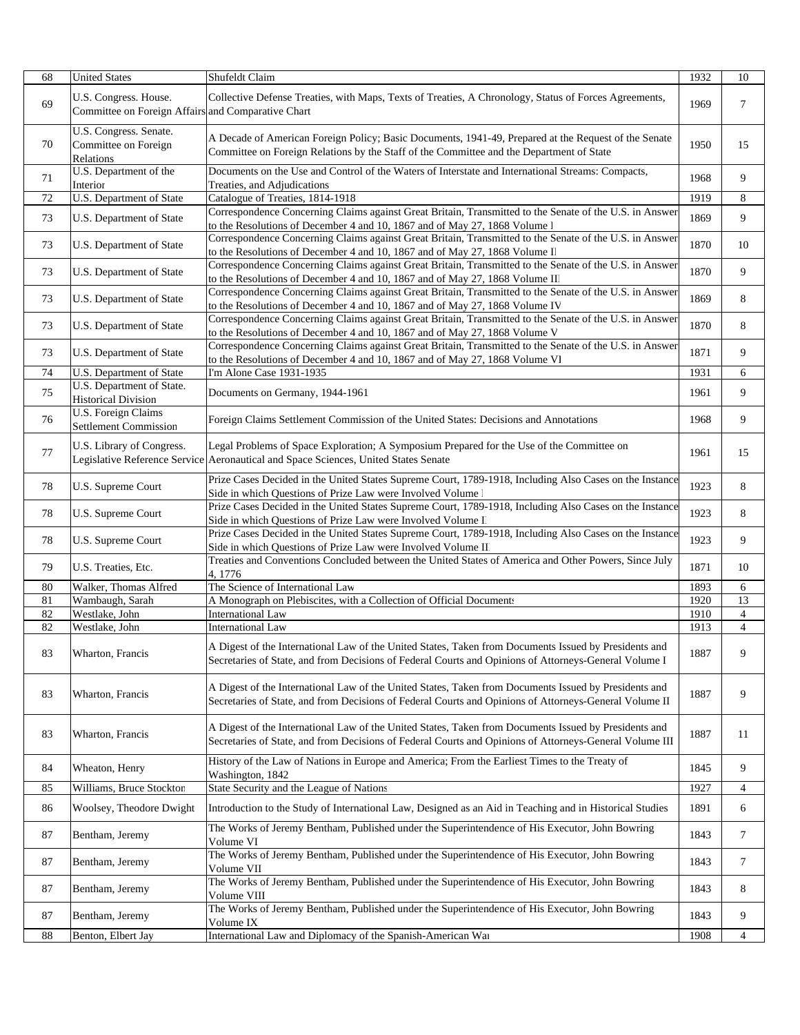| | | | | |
|---|---|---|---|---|
| 68 | United States | Shufeldt Claim | 1932 | 10 |
| 69 | U.S. Congress. House. Committee on Foreign Affairs | Collective Defense Treaties, with Maps, Texts of Treaties, A Chronology, Status of Forces Agreements, and Comparative Chart | 1969 | 7 |
| 70 | U.S. Congress. Senate. Committee on Foreign Relations | A Decade of American Foreign Policy; Basic Documents, 1941-49, Prepared at the Request of the Senate Committee on Foreign Relations by the Staff of the Committee and the Department of State | 1950 | 15 |
| 71 | U.S. Department of the Interior | Documents on the Use and Control of the Waters of Interstate and International Streams: Compacts, Treaties, and Adjudications | 1968 | 9 |
| 72 | U.S. Department of State | Catalogue of Treaties, 1814-1918 | 1919 | 8 |
| 73 | U.S. Department of State | Correspondence Concerning Claims against Great Britain, Transmitted to the Senate of the U.S. in Answer to the Resolutions of December 4 and 10, 1867 and of May 27, 1868 Volume I | 1869 | 9 |
| 73 | U.S. Department of State | Correspondence Concerning Claims against Great Britain, Transmitted to the Senate of the U.S. in Answer to the Resolutions of December 4 and 10, 1867 and of May 27, 1868 Volume II | 1870 | 10 |
| 73 | U.S. Department of State | Correspondence Concerning Claims against Great Britain, Transmitted to the Senate of the U.S. in Answer to the Resolutions of December 4 and 10, 1867 and of May 27, 1868 Volume III | 1870 | 9 |
| 73 | U.S. Department of State | Correspondence Concerning Claims against Great Britain, Transmitted to the Senate of the U.S. in Answer to the Resolutions of December 4 and 10, 1867 and of May 27, 1868 Volume IV | 1869 | 8 |
| 73 | U.S. Department of State | Correspondence Concerning Claims against Great Britain, Transmitted to the Senate of the U.S. in Answer to the Resolutions of December 4 and 10, 1867 and of May 27, 1868 Volume V | 1870 | 8 |
| 73 | U.S. Department of State | Correspondence Concerning Claims against Great Britain, Transmitted to the Senate of the U.S. in Answer to the Resolutions of December 4 and 10, 1867 and of May 27, 1868 Volume VI | 1871 | 9 |
| 74 | U.S. Department of State | I'm Alone Case 1931-1935 | 1931 | 6 |
| 75 | U.S. Department of State. Historical Division | Documents on Germany, 1944-1961 | 1961 | 9 |
| 76 | U.S. Foreign Claims Settlement Commission | Foreign Claims Settlement Commission of the United States: Decisions and Annotations | 1968 | 9 |
| 77 | U.S. Library of Congress. Legislative Reference Service | Legal Problems of Space Exploration; A Symposium Prepared for the Use of the Committee on Aeronautical and Space Sciences, United States Senate | 1961 | 15 |
| 78 | U.S. Supreme Court | Prize Cases Decided in the United States Supreme Court, 1789-1918, Including Also Cases on the Instance Side in which Questions of Prize Law were Involved Volume I | 1923 | 8 |
| 78 | U.S. Supreme Court | Prize Cases Decided in the United States Supreme Court, 1789-1918, Including Also Cases on the Instance Side in which Questions of Prize Law were Involved Volume II | 1923 | 8 |
| 78 | U.S. Supreme Court | Prize Cases Decided in the United States Supreme Court, 1789-1918, Including Also Cases on the Instance Side in which Questions of Prize Law were Involved Volume III | 1923 | 9 |
| 79 | U.S. Treaties, Etc. | Treaties and Conventions Concluded between the United States of America and Other Powers, Since July 4, 1776 | 1871 | 10 |
| 80 | Walker, Thomas Alfred | The Science of International Law | 1893 | 6 |
| 81 | Wambaugh, Sarah | A Monograph on Plebiscites, with a Collection of Official Documents | 1920 | 13 |
| 82 | Westlake, John | International Law | 1910 | 4 |
| 82 | Westlake, John | International Law | 1913 | 4 |
| 83 | Wharton, Francis | A Digest of the International Law of the United States, Taken from Documents Issued by Presidents and Secretaries of State, and from Decisions of Federal Courts and Opinions of Attorneys-General Volume I | 1887 | 9 |
| 83 | Wharton, Francis | A Digest of the International Law of the United States, Taken from Documents Issued by Presidents and Secretaries of State, and from Decisions of Federal Courts and Opinions of Attorneys-General Volume II | 1887 | 9 |
| 83 | Wharton, Francis | A Digest of the International Law of the United States, Taken from Documents Issued by Presidents and Secretaries of State, and from Decisions of Federal Courts and Opinions of Attorneys-General Volume III | 1887 | 11 |
| 84 | Wheaton, Henry | History of the Law of Nations in Europe and America; From the Earliest Times to the Treaty of Washington, 1842 | 1845 | 9 |
| 85 | Williams, Bruce Stockton | State Security and the League of Nations | 1927 | 4 |
| 86 | Woolsey, Theodore Dwight | Introduction to the Study of International Law, Designed as an Aid in Teaching and in Historical Studies | 1891 | 6 |
| 87 | Bentham, Jeremy | The Works of Jeremy Bentham, Published under the Superintendence of His Executor, John Bowring Volume VI | 1843 | 7 |
| 87 | Bentham, Jeremy | The Works of Jeremy Bentham, Published under the Superintendence of His Executor, John Bowring Volume VII | 1843 | 7 |
| 87 | Bentham, Jeremy | The Works of Jeremy Bentham, Published under the Superintendence of His Executor, John Bowring Volume VIII | 1843 | 8 |
| 87 | Bentham, Jeremy | The Works of Jeremy Bentham, Published under the Superintendence of His Executor, John Bowring Volume IX | 1843 | 9 |
| 88 | Benton, Elbert Jay | International Law and Diplomacy of the Spanish-American War | 1908 | 4 |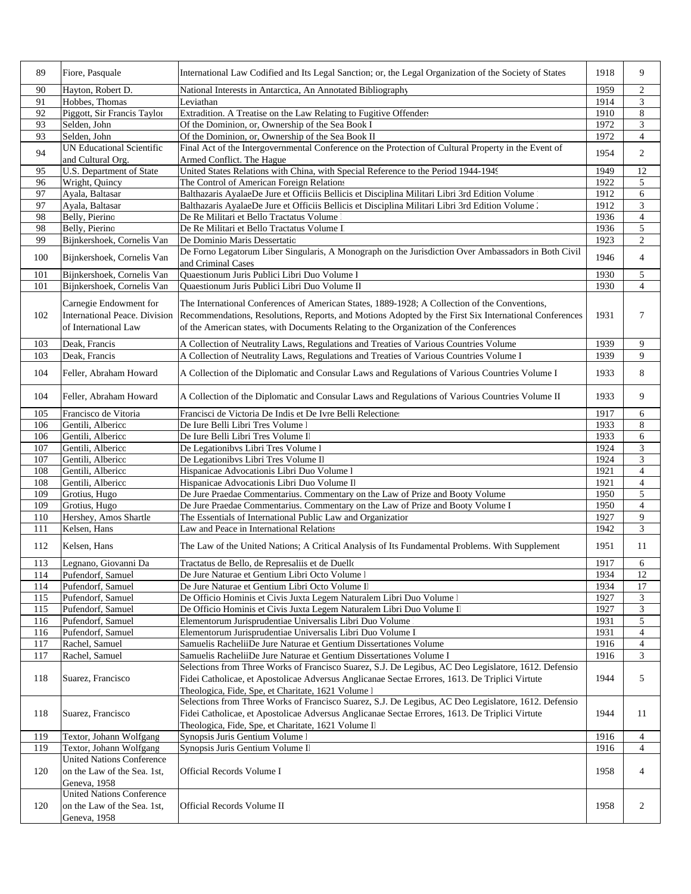| 89 | Fiore, Pasquale | International Law Codified and Its Legal Sanction; or, the Legal Organization of the Society of States | 1918 | 9 |
|---|---|---|---|---|
| 90 | Hayton, Robert D. | National Interests in Antarctica, An Annotated Bibliography | 1959 | 2 |
| 91 | Hobbes, Thomas | Leviathan | 1914 | 3 |
| 92 | Piggott, Sir Francis Taylor | Extradition. A Treatise on the Law Relating to Fugitive Offenders | 1910 | 8 |
| 93 | Selden, John | Of the Dominion, or, Ownership of the Sea Book I | 1972 | 3 |
| 93 | Selden, John | Of the Dominion, or, Ownership of the Sea Book II | 1972 | 4 |
| 94 | UN Educational Scientific and Cultural Org. | Final Act of the Intergovernmental Conference on the Protection of Cultural Property in the Event of Armed Conflict. The Hague | 1954 | 2 |
| 95 | U.S. Department of State | United States Relations with China, with Special Reference to the Period 1944-1949 | 1949 | 12 |
| 96 | Wright, Quincy | The Control of American Foreign Relations | 1922 | 5 |
| 97 | Ayala, Baltasar | Balthazaris AyalaeDe Jure et Officiis Bellicis et Disciplina Militari Libri 3rd Edition Volume I | 1912 | 6 |
| 97 | Ayala, Baltasar | Balthazaris AyalaeDe Jure et Officiis Bellicis et Disciplina Militari Libri 3rd Edition Volume 2 | 1912 | 3 |
| 98 | Belly, Pierino | De Re Militari et Bello Tractatus Volume I | 1936 | 4 |
| 98 | Belly, Pierino | De Re Militari et Bello Tractatus Volume II | 1936 | 5 |
| 99 | Bijnkershoek, Cornelis Van | De Dominio Maris Dessertatio | 1923 | 2 |
| 100 | Bijnkershoek, Cornelis Van | De Forno Legatorum Liber Singularis, A Monograph on the Jurisdiction Over Ambassadors in Both Civil and Criminal Cases | 1946 | 4 |
| 101 | Bijnkershoek, Cornelis Van | Quaestionum Juris Publici Libri Duo Volume I | 1930 | 5 |
| 101 | Bijnkershoek, Cornelis Van | Quaestionum Juris Publici Libri Duo Volume II | 1930 | 4 |
| 102 | Carnegie Endowment for International Peace. Division of International Law | The International Conferences of American States, 1889-1928; A Collection of the Conventions, Recommendations, Resolutions, Reports, and Motions Adopted by the First Six International Conferences of the American states, with Documents Relating to the Organization of the Conferences | 1931 | 7 |
| 103 | Deak, Francis | A Collection of Neutrality Laws, Regulations and Treaties of Various Countries Volume | 1939 | 9 |
| 103 | Deak, Francis | A Collection of Neutrality Laws, Regulations and Treaties of Various Countries Volume I | 1939 | 9 |
| 104 | Feller, Abraham Howard | A Collection of the Diplomatic and Consular Laws and Regulations of Various Countries Volume I | 1933 | 8 |
| 104 | Feller, Abraham Howard | A Collection of the Diplomatic and Consular Laws and Regulations of Various Countries Volume II | 1933 | 9 |
| 105 | Francisco de Vitoria | Francisci de Victoria De Indis et De Ivre Belli Relectiones | 1917 | 6 |
| 106 | Gentili, Alberico | De Iure Belli Libri Tres Volume I | 1933 | 8 |
| 106 | Gentili, Alberico | De Iure Belli Libri Tres Volume II | 1933 | 6 |
| 107 | Gentili, Alberico | De Legationibvs Libri Tres Volume I | 1924 | 3 |
| 107 | Gentili, Alberico | De Legationibvs Libri Tres Volume II | 1924 | 3 |
| 108 | Gentili, Alberico | Hispanicae Advocationis Libri Duo Volume I | 1921 | 4 |
| 108 | Gentili, Alberico | Hispanicae Advocationis Libri Duo Volume II | 1921 | 4 |
| 109 | Grotius, Hugo | De Jure Praedae Commentarius. Commentary on the Law of Prize and Booty Volume | 1950 | 5 |
| 109 | Grotius, Hugo | De Jure Praedae Commentarius. Commentary on the Law of Prize and Booty Volume I | 1950 | 4 |
| 110 | Hershey, Amos Shartle | The Essentials of International Public Law and Organization | 1927 | 9 |
| 111 | Kelsen, Hans | Law and Peace in International Relations | 1942 | 3 |
| 112 | Kelsen, Hans | The Law of the United Nations; A Critical Analysis of Its Fundamental Problems. With Supplement | 1951 | 11 |
| 113 | Legnano, Giovanni Da | Tractatus de Bello, de Represaliis et de Duello | 1917 | 6 |
| 114 | Pufendorf, Samuel | De Jure Naturae et Gentium Libri Octo Volume I | 1934 | 12 |
| 114 | Pufendorf, Samuel | De Jure Naturae et Gentium Libri Octo Volume II | 1934 | 17 |
| 115 | Pufendorf, Samuel | De Officio Hominis et Civis Juxta Legem Naturalem Libri Duo Volume I | 1927 | 3 |
| 115 | Pufendorf, Samuel | De Officio Hominis et Civis Juxta Legem Naturalem Libri Duo Volume II | 1927 | 3 |
| 116 | Pufendorf, Samuel | Elementorum Jurisprudentiae Universalis Libri Duo Volume I | 1931 | 5 |
| 116 | Pufendorf, Samuel | Elementorum Jurisprudentiae Universalis Libri Duo Volume I | 1931 | 4 |
| 117 | Rachel, Samuel | Samuelis RacheliiDe Jure Naturae et Gentium Dissertationes Volume | 1916 | 4 |
| 117 | Rachel, Samuel | Samuelis RacheliiDe Jure Naturae et Gentium Dissertationes Volume I | 1916 | 3 |
| 118 | Suarez, Francisco | Selections from Three Works of Francisco Suarez, S.J. De Legibus, AC Deo Legislatore, 1612. Defensio Fidei Catholicae, et Apostolicae Adversus Anglicanae Sectae Errores, 1613. De Triplici Virtute Theologica, Fide, Spe, et Charitate, 1621 Volume I | 1944 | 5 |
| 118 | Suarez, Francisco | Selections from Three Works of Francisco Suarez, S.J. De Legibus, AC Deo Legislatore, 1612. Defensio Fidei Catholicae, et Apostolicae Adversus Anglicanae Sectae Errores, 1613. De Triplici Virtute Theologica, Fide, Spe, et Charitate, 1621 Volume II | 1944 | 11 |
| 119 | Textor, Johann Wolfgang | Synopsis Juris Gentium Volume I | 1916 | 4 |
| 119 | Textor, Johann Wolfgang | Synopsis Juris Gentium Volume II | 1916 | 4 |
| 120 | United Nations Conference on the Law of the Sea. 1st, Geneva, 1958 | Official Records Volume I | 1958 | 4 |
| 120 | United Nations Conference on the Law of the Sea. 1st, Geneva, 1958 | Official Records Volume II | 1958 | 2 |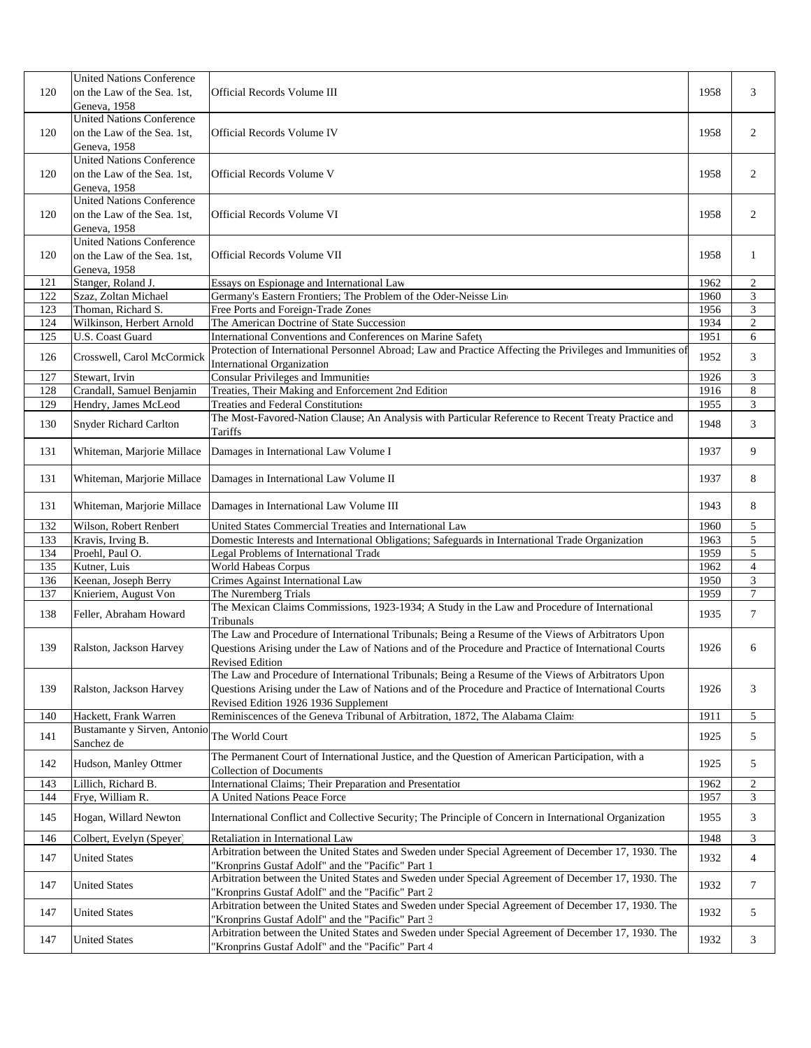| | | | | |
|---|---|---|---|---|
| 120 | United Nations Conference on the Law of the Sea. 1st, Geneva, 1958 | Official Records Volume III | 1958 | 3 |
| 120 | United Nations Conference on the Law of the Sea. 1st, Geneva, 1958 | Official Records Volume IV | 1958 | 2 |
| 120 | United Nations Conference on the Law of the Sea. 1st, Geneva, 1958 | Official Records Volume V | 1958 | 2 |
| 120 | United Nations Conference on the Law of the Sea. 1st, Geneva, 1958 | Official Records Volume VI | 1958 | 2 |
| 120 | United Nations Conference on the Law of the Sea. 1st, Geneva, 1958 | Official Records Volume VII | 1958 | 1 |
| 121 | Stanger, Roland J. | Essays on Espionage and International Law | 1962 | 2 |
| 122 | Szaz, Zoltan Michael | Germany's Eastern Frontiers; The Problem of the Oder-Neisse Line | 1960 | 3 |
| 123 | Thoman, Richard S. | Free Ports and Foreign-Trade Zones | 1956 | 3 |
| 124 | Wilkinson, Herbert Arnold | The American Doctrine of State Succession | 1934 | 2 |
| 125 | U.S. Coast Guard | International Conventions and Conferences on Marine Safety | 1951 | 6 |
| 126 | Crosswell, Carol McCormick | Protection of International Personnel Abroad; Law and Practice Affecting the Privileges and Immunities of International Organization | 1952 | 3 |
| 127 | Stewart, Irvin | Consular Privileges and Immunities | 1926 | 3 |
| 128 | Crandall, Samuel Benjamin | Treaties, Their Making and Enforcement 2nd Edition | 1916 | 8 |
| 129 | Hendry, James McLeod | Treaties and Federal Constitutions | 1955 | 3 |
| 130 | Snyder Richard Carlton | The Most-Favored-Nation Clause; An Analysis with Particular Reference to Recent Treaty Practice and Tariffs | 1948 | 3 |
| 131 | Whiteman, Marjorie Millace | Damages in International Law Volume I | 1937 | 9 |
| 131 | Whiteman, Marjorie Millace | Damages in International Law Volume II | 1937 | 8 |
| 131 | Whiteman, Marjorie Millace | Damages in International Law Volume III | 1943 | 8 |
| 132 | Wilson, Robert Renbert | United States Commercial Treaties and International Law | 1960 | 5 |
| 133 | Kravis, Irving B. | Domestic Interests and International Obligations; Safeguards in International Trade Organization | 1963 | 5 |
| 134 | Proehl, Paul O. | Legal Problems of International Trade | 1959 | 5 |
| 135 | Kutner, Luis | World Habeas Corpus | 1962 | 4 |
| 136 | Keenan, Joseph Berry | Crimes Against International Law | 1950 | 3 |
| 137 | Knieriem, August Von | The Nuremberg Trials | 1959 | 7 |
| 138 | Feller, Abraham Howard | The Mexican Claims Commissions, 1923-1934; A Study in the Law and Procedure of International Tribunals | 1935 | 7 |
| 139 | Ralston, Jackson Harvey | The Law and Procedure of International Tribunals; Being a Resume of the Views of Arbitrators Upon Questions Arising under the Law of Nations and of the Procedure and Practice of International Courts Revised Edition | 1926 | 6 |
| 139 | Ralston, Jackson Harvey | The Law and Procedure of International Tribunals; Being a Resume of the Views of Arbitrators Upon Questions Arising under the Law of Nations and of the Procedure and Practice of International Courts Revised Edition 1926 1936 Supplement | 1926 | 3 |
| 140 | Hackett, Frank Warren | Reminiscences of the Geneva Tribunal of Arbitration, 1872, The Alabama Claims | 1911 | 5 |
| 141 | Bustamante y Sirven, Antonio Sanchez de | The World Court | 1925 | 5 |
| 142 | Hudson, Manley Ottmer | The Permanent Court of International Justice, and the Question of American Participation, with a Collection of Documents | 1925 | 5 |
| 143 | Lillich, Richard B. | International Claims; Their Preparation and Presentation | 1962 | 2 |
| 144 | Frye, William R. | A United Nations Peace Force | 1957 | 3 |
| 145 | Hogan, Willard Newton | International Conflict and Collective Security; The Principle of Concern in International Organization | 1955 | 3 |
| 146 | Colbert, Evelyn (Speyer) | Retaliation in International Law | 1948 | 3 |
| 147 | United States | Arbitration between the United States and Sweden under Special Agreement of December 17, 1930. The "Kronprins Gustaf Adolf" and the "Pacific" Part 1 | 1932 | 4 |
| 147 | United States | Arbitration between the United States and Sweden under Special Agreement of December 17, 1930. The "Kronprins Gustaf Adolf" and the "Pacific" Part 2 | 1932 | 7 |
| 147 | United States | Arbitration between the United States and Sweden under Special Agreement of December 17, 1930. The "Kronprins Gustaf Adolf" and the "Pacific" Part 3 | 1932 | 5 |
| 147 | United States | Arbitration between the United States and Sweden under Special Agreement of December 17, 1930. The "Kronprins Gustaf Adolf" and the "Pacific" Part 4 | 1932 | 3 |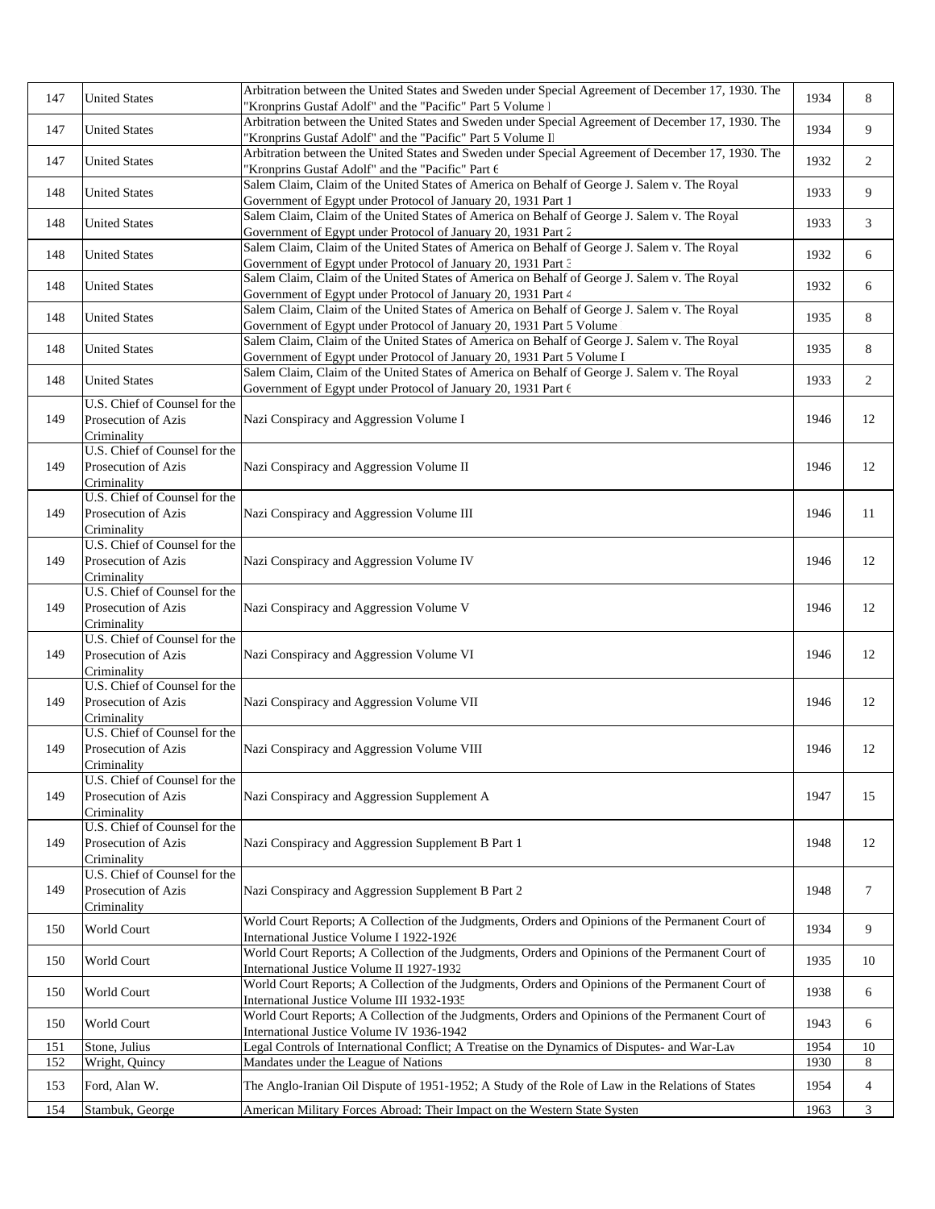| 147 | United States | Arbitration between the United States and Sweden under Special Agreement of December 17, 1930. The "Kronprins Gustaf Adolf" and the "Pacific" Part 5 Volume I | 1934 | 8 |
|---|---|---|---|---|
| 147 | United States | Arbitration between the United States and Sweden under Special Agreement of December 17, 1930. The "Kronprins Gustaf Adolf" and the "Pacific" Part 5 Volume II | 1934 | 9 |
| 147 | United States | Arbitration between the United States and Sweden under Special Agreement of December 17, 1930. The "Kronprins Gustaf Adolf" and the "Pacific" Part 6 | 1932 | 2 |
| 148 | United States | Salem Claim, Claim of the United States of America on Behalf of George J. Salem v. The Royal Government of Egypt under Protocol of January 20, 1931 Part 1 | 1933 | 9 |
| 148 | United States | Salem Claim, Claim of the United States of America on Behalf of George J. Salem v. The Royal Government of Egypt under Protocol of January 20, 1931 Part 2 | 1933 | 3 |
| 148 | United States | Salem Claim, Claim of the United States of America on Behalf of George J. Salem v. The Royal Government of Egypt under Protocol of January 20, 1931 Part 3 | 1932 | 6 |
| 148 | United States | Salem Claim, Claim of the United States of America on Behalf of George J. Salem v. The Royal Government of Egypt under Protocol of January 20, 1931 Part 4 | 1932 | 6 |
| 148 | United States | Salem Claim, Claim of the United States of America on Behalf of George J. Salem v. The Royal Government of Egypt under Protocol of January 20, 1931 Part 5 Volume I | 1935 | 8 |
| 148 | United States | Salem Claim, Claim of the United States of America on Behalf of George J. Salem v. The Royal Government of Egypt under Protocol of January 20, 1931 Part 5 Volume II | 1935 | 8 |
| 148 | United States | Salem Claim, Claim of the United States of America on Behalf of George J. Salem v. The Royal Government of Egypt under Protocol of January 20, 1931 Part 6 | 1933 | 2 |
| 149 | U.S. Chief of Counsel for the Prosecution of Azis Criminality | Nazi Conspiracy and Aggression Volume I | 1946 | 12 |
| 149 | U.S. Chief of Counsel for the Prosecution of Azis Criminality | Nazi Conspiracy and Aggression Volume II | 1946 | 12 |
| 149 | U.S. Chief of Counsel for the Prosecution of Azis Criminality | Nazi Conspiracy and Aggression Volume III | 1946 | 11 |
| 149 | U.S. Chief of Counsel for the Prosecution of Azis Criminality | Nazi Conspiracy and Aggression Volume IV | 1946 | 12 |
| 149 | U.S. Chief of Counsel for the Prosecution of Azis Criminality | Nazi Conspiracy and Aggression Volume V | 1946 | 12 |
| 149 | U.S. Chief of Counsel for the Prosecution of Azis Criminality | Nazi Conspiracy and Aggression Volume VI | 1946 | 12 |
| 149 | U.S. Chief of Counsel for the Prosecution of Azis Criminality | Nazi Conspiracy and Aggression Volume VII | 1946 | 12 |
| 149 | U.S. Chief of Counsel for the Prosecution of Azis Criminality | Nazi Conspiracy and Aggression Volume VIII | 1946 | 12 |
| 149 | U.S. Chief of Counsel for the Prosecution of Azis Criminality | Nazi Conspiracy and Aggression Supplement A | 1947 | 15 |
| 149 | U.S. Chief of Counsel for the Prosecution of Azis Criminality | Nazi Conspiracy and Aggression Supplement B Part 1 | 1948 | 12 |
| 149 | U.S. Chief of Counsel for the Prosecution of Azis Criminality | Nazi Conspiracy and Aggression Supplement B Part 2 | 1948 | 7 |
| 150 | World Court | World Court Reports; A Collection of the Judgments, Orders and Opinions of the Permanent Court of International Justice Volume I 1922-1926 | 1934 | 9 |
| 150 | World Court | World Court Reports; A Collection of the Judgments, Orders and Opinions of the Permanent Court of International Justice Volume II 1927-1932 | 1935 | 10 |
| 150 | World Court | World Court Reports; A Collection of the Judgments, Orders and Opinions of the Permanent Court of International Justice Volume III 1932-1935 | 1938 | 6 |
| 150 | World Court | World Court Reports; A Collection of the Judgments, Orders and Opinions of the Permanent Court of International Justice Volume IV 1936-1942 | 1943 | 6 |
| 151 | Stone, Julius | Legal Controls of International Conflict; A Treatise on the Dynamics of Disputes- and War-Law | 1954 | 10 |
| 152 | Wright, Quincy | Mandates under the League of Nations | 1930 | 8 |
| 153 | Ford, Alan W. | The Anglo-Iranian Oil Dispute of 1951-1952; A Study of the Role of Law in the Relations of States | 1954 | 4 |
| 154 | Stambuk, George | American Military Forces Abroad: Their Impact on the Western State System | 1963 | 3 |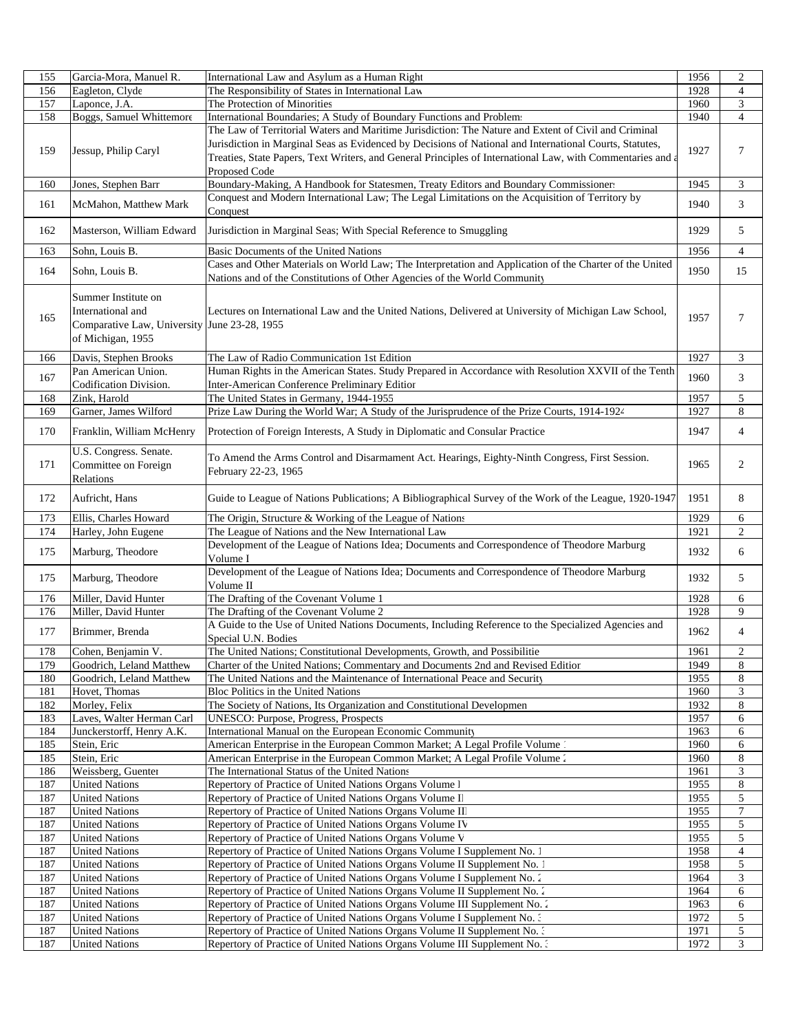| 155 | Garcia-Mora, Manuel R. | International Law and Asylum as a Human Right | 1956 | 2 |
|---|---|---|---|---|
| 156 | Eagleton, Clyde | The Responsibility of States in International Law | 1928 | 4 |
| 157 | Laponce, J.A. | The Protection of Minorities | 1960 | 3 |
| 158 | Boggs, Samuel Whittemore | International Boundaries; A Study of Boundary Functions and Problems | 1940 | 4 |
| 159 | Jessup, Philip Caryl | The Law of Territorial Waters and Maritime Jurisdiction: The Nature and Extent of Civil and Criminal Jurisdiction in Marginal Seas as Evidenced by Decisions of National and International Courts, Statutes, Treaties, State Papers, Text Writers, and General Principles of International Law, with Commentaries and a Proposed Code | 1927 | 7 |
| 160 | Jones, Stephen Barr | Boundary-Making, A Handbook for Statesmen, Treaty Editors and Boundary Commissioners | 1945 | 3 |
| 161 | McMahon, Matthew Mark | Conquest and Modern International Law; The Legal Limitations on the Acquisition of Territory by Conquest | 1940 | 3 |
| 162 | Masterson, William Edward | Jurisdiction in Marginal Seas; With Special Reference to Smuggling | 1929 | 5 |
| 163 | Sohn, Louis B. | Basic Documents of the United Nations | 1956 | 4 |
| 164 | Sohn, Louis B. | Cases and Other Materials on World Law; The Interpretation and Application of the Charter of the United Nations and of the Constitutions of Other Agencies of the World Community | 1950 | 15 |
| 165 | Summer Institute on International and Comparative Law, University of Michigan, 1955 | Lectures on International Law and the United Nations, Delivered at University of Michigan Law School, June 23-28, 1955 | 1957 | 7 |
| 166 | Davis, Stephen Brooks | The Law of Radio Communication 1st Edition | 1927 | 3 |
| 167 | Pan American Union. Codification Division. | Human Rights in the American States. Study Prepared in Accordance with Resolution XXVII of the Tenth Inter-American Conference Preliminary Edition | 1960 | 3 |
| 168 | Zink, Harold | The United States in Germany, 1944-1955 | 1957 | 5 |
| 169 | Garner, James Wilford | Prize Law During the World War; A Study of the Jurisprudence of the Prize Courts, 1914-1924 | 1927 | 8 |
| 170 | Franklin, William McHenry | Protection of Foreign Interests, A Study in Diplomatic and Consular Practice | 1947 | 4 |
| 171 | U.S. Congress. Senate. Committee on Foreign Relations | To Amend the Arms Control and Disarmament Act. Hearings, Eighty-Ninth Congress, First Session. February 22-23, 1965 | 1965 | 2 |
| 172 | Aufricht, Hans | Guide to League of Nations Publications; A Bibliographical Survey of the Work of the League, 1920-1947 | 1951 | 8 |
| 173 | Ellis, Charles Howard | The Origin, Structure & Working of the League of Nations | 1929 | 6 |
| 174 | Harley, John Eugene | The League of Nations and the New International Law | 1921 | 2 |
| 175 | Marburg, Theodore | Development of the League of Nations Idea; Documents and Correspondence of Theodore Marburg Volume I | 1932 | 6 |
| 175 | Marburg, Theodore | Development of the League of Nations Idea; Documents and Correspondence of Theodore Marburg Volume II | 1932 | 5 |
| 176 | Miller, David Hunter | The Drafting of the Covenant Volume 1 | 1928 | 6 |
| 176 | Miller, David Hunter | The Drafting of the Covenant Volume 2 | 1928 | 9 |
| 177 | Brimmer, Brenda | A Guide to the Use of United Nations Documents, Including Reference to the Specialized Agencies and Special U.N. Bodies | 1962 | 4 |
| 178 | Cohen, Benjamin V. | The United Nations; Constitutional Developments, Growth, and Possibilitie | 1961 | 2 |
| 179 | Goodrich, Leland Matthew | Charter of the United Nations; Commentary and Documents 2nd and Revised Edition | 1949 | 8 |
| 180 | Goodrich, Leland Matthew | The United Nations and the Maintenance of International Peace and Security | 1955 | 8 |
| 181 | Hovet, Thomas | Bloc Politics in the United Nations | 1960 | 3 |
| 182 | Morley, Felix | The Society of Nations, Its Organization and Constitutional Developmen | 1932 | 8 |
| 183 | Laves, Walter Herman Carl | UNESCO: Purpose, Progress, Prospects | 1957 | 6 |
| 184 | Junckerstorff, Henry A.K. | International Manual on the European Economic Community | 1963 | 6 |
| 185 | Stein, Eric | American Enterprise in the European Common Market; A Legal Profile Volume 1 | 1960 | 6 |
| 185 | Stein, Eric | American Enterprise in the European Common Market; A Legal Profile Volume 2 | 1960 | 8 |
| 186 | Weissberg, Guenter | The International Status of the United Nations | 1961 | 3 |
| 187 | United Nations | Repertory of Practice of United Nations Organs Volume I | 1955 | 8 |
| 187 | United Nations | Repertory of Practice of United Nations Organs Volume II | 1955 | 5 |
| 187 | United Nations | Repertory of Practice of United Nations Organs Volume III | 1955 | 7 |
| 187 | United Nations | Repertory of Practice of United Nations Organs Volume IV | 1955 | 5 |
| 187 | United Nations | Repertory of Practice of United Nations Organs Volume V | 1955 | 5 |
| 187 | United Nations | Repertory of Practice of United Nations Organs Volume I Supplement No. 1 | 1958 | 4 |
| 187 | United Nations | Repertory of Practice of United Nations Organs Volume II Supplement No. 1 | 1958 | 5 |
| 187 | United Nations | Repertory of Practice of United Nations Organs Volume I Supplement No. 2 | 1964 | 3 |
| 187 | United Nations | Repertory of Practice of United Nations Organs Volume II Supplement No. 2 | 1964 | 6 |
| 187 | United Nations | Repertory of Practice of United Nations Organs Volume III Supplement No. 2 | 1963 | 6 |
| 187 | United Nations | Repertory of Practice of United Nations Organs Volume I Supplement No. 3 | 1972 | 5 |
| 187 | United Nations | Repertory of Practice of United Nations Organs Volume II Supplement No. 3 | 1971 | 5 |
| 187 | United Nations | Repertory of Practice of United Nations Organs Volume III Supplement No. 3 | 1972 | 3 |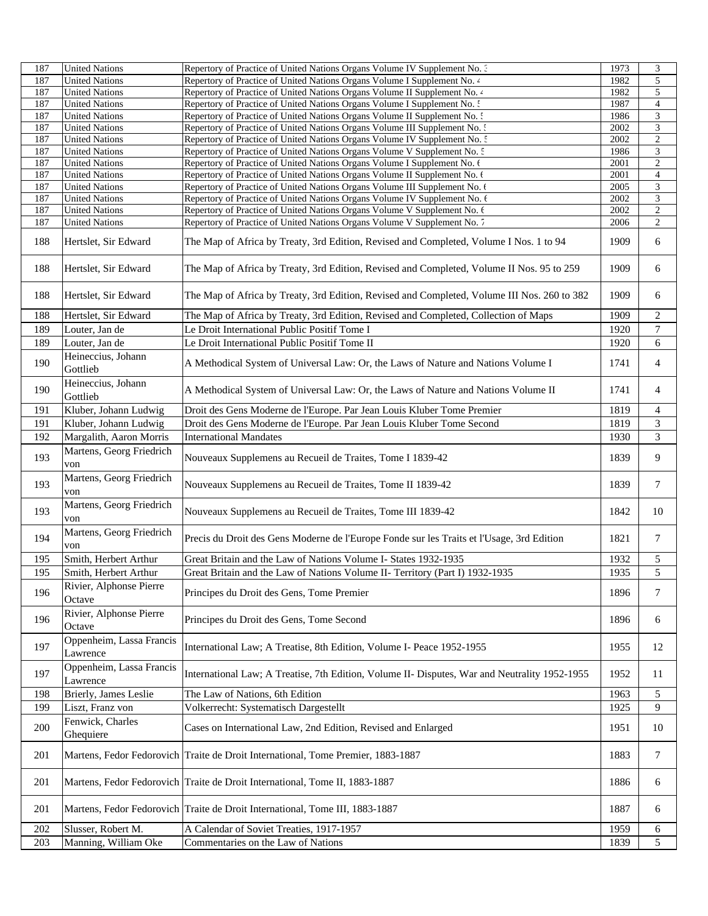| 187 | United Nations | Repertory of Practice of United Nations Organs Volume IV Supplement No. 3 | 1973 | 3 |
|---|---|---|---|---|
| 187 | United Nations | Repertory of Practice of United Nations Organs Volume I Supplement No. 4 | 1982 | 5 |
| 187 | United Nations | Repertory of Practice of United Nations Organs Volume II Supplement No. 4 | 1982 | 5 |
| 187 | United Nations | Repertory of Practice of United Nations Organs Volume I Supplement No. 5 | 1987 | 4 |
| 187 | United Nations | Repertory of Practice of United Nations Organs Volume II Supplement No. 5 | 1986 | 3 |
| 187 | United Nations | Repertory of Practice of United Nations Organs Volume III Supplement No. 5 | 2002 | 3 |
| 187 | United Nations | Repertory of Practice of United Nations Organs Volume IV Supplement No. 5 | 2002 | 2 |
| 187 | United Nations | Repertory of Practice of United Nations Organs Volume V Supplement No. 5 | 1986 | 3 |
| 187 | United Nations | Repertory of Practice of United Nations Organs Volume I Supplement No. 6 | 2001 | 2 |
| 187 | United Nations | Repertory of Practice of United Nations Organs Volume II Supplement No. 6 | 2001 | 4 |
| 187 | United Nations | Repertory of Practice of United Nations Organs Volume III Supplement No. 6 | 2005 | 3 |
| 187 | United Nations | Repertory of Practice of United Nations Organs Volume IV Supplement No. 6 | 2002 | 3 |
| 187 | United Nations | Repertory of Practice of United Nations Organs Volume V Supplement No. 6 | 2002 | 2 |
| 187 | United Nations | Repertory of Practice of United Nations Organs Volume V Supplement No. 7 | 2006 | 2 |
| 188 | Hertslet, Sir Edward | The Map of Africa by Treaty, 3rd Edition, Revised and Completed, Volume I Nos. 1 to 94 | 1909 | 6 |
| 188 | Hertslet, Sir Edward | The Map of Africa by Treaty, 3rd Edition, Revised and Completed, Volume II Nos. 95 to 259 | 1909 | 6 |
| 188 | Hertslet, Sir Edward | The Map of Africa by Treaty, 3rd Edition, Revised and Completed, Volume III Nos. 260 to 382 | 1909 | 6 |
| 188 | Hertslet, Sir Edward | The Map of Africa by Treaty, 3rd Edition, Revised and Completed, Collection of Maps | 1909 | 2 |
| 189 | Louter, Jan de | Le Droit International Public Positif Tome I | 1920 | 7 |
| 189 | Louter, Jan de | Le Droit International Public Positif Tome II | 1920 | 6 |
| 190 | Heineccius, Johann Gottlieb | A Methodical System of Universal Law: Or, the Laws of Nature and Nations Volume I | 1741 | 4 |
| 190 | Heineccius, Johann Gottlieb | A Methodical System of Universal Law: Or, the Laws of Nature and Nations Volume II | 1741 | 4 |
| 191 | Kluber, Johann Ludwig | Droit des Gens Moderne de l'Europe. Par Jean Louis Kluber Tome Premier | 1819 | 4 |
| 191 | Kluber, Johann Ludwig | Droit des Gens Moderne de l'Europe. Par Jean Louis Kluber Tome Second | 1819 | 3 |
| 192 | Margalith, Aaron Morris | International Mandates | 1930 | 3 |
| 193 | Martens, Georg Friedrich von | Nouveaux Supplemens au Recueil de Traites, Tome I 1839-42 | 1839 | 9 |
| 193 | Martens, Georg Friedrich von | Nouveaux Supplemens au Recueil de Traites, Tome II 1839-42 | 1839 | 7 |
| 193 | Martens, Georg Friedrich von | Nouveaux Supplemens au Recueil de Traites, Tome III 1839-42 | 1842 | 10 |
| 194 | Martens, Georg Friedrich von | Precis du Droit des Gens Moderne de l'Europe Fonde sur les Traits et l'Usage, 3rd Edition | 1821 | 7 |
| 195 | Smith, Herbert Arthur | Great Britain and the Law of Nations Volume I- States 1932-1935 | 1932 | 5 |
| 195 | Smith, Herbert Arthur | Great Britain and the Law of Nations Volume II- Territory (Part I) 1932-1935 | 1935 | 5 |
| 196 | Rivier, Alphonse Pierre Octave | Principes du Droit des Gens, Tome Premier | 1896 | 7 |
| 196 | Rivier, Alphonse Pierre Octave | Principes du Droit des Gens, Tome Second | 1896 | 6 |
| 197 | Oppenheim, Lassa Francis Lawrence | International Law; A Treatise, 8th Edition, Volume I- Peace 1952-1955 | 1955 | 12 |
| 197 | Oppenheim, Lassa Francis Lawrence | International Law; A Treatise, 7th Edition, Volume II- Disputes, War and Neutrality 1952-1955 | 1952 | 11 |
| 198 | Brierly, James Leslie | The Law of Nations, 6th Edition | 1963 | 5 |
| 199 | Liszt, Franz von | Volkerrecht: Systematisch Dargestellt | 1925 | 9 |
| 200 | Fenwick, Charles Ghequiere | Cases on International Law, 2nd Edition, Revised and Enlarged | 1951 | 10 |
| 201 | Martens, Fedor Fedorovich | Traite de Droit International, Tome Premier, 1883-1887 | 1883 | 7 |
| 201 | Martens, Fedor Fedorovich | Traite de Droit International, Tome II, 1883-1887 | 1886 | 6 |
| 201 | Martens, Fedor Fedorovich | Traite de Droit International, Tome III, 1883-1887 | 1887 | 6 |
| 202 | Slusser, Robert M. | A Calendar of Soviet Treaties, 1917-1957 | 1959 | 6 |
| 203 | Manning, William Oke | Commentaries on the Law of Nations | 1839 | 5 |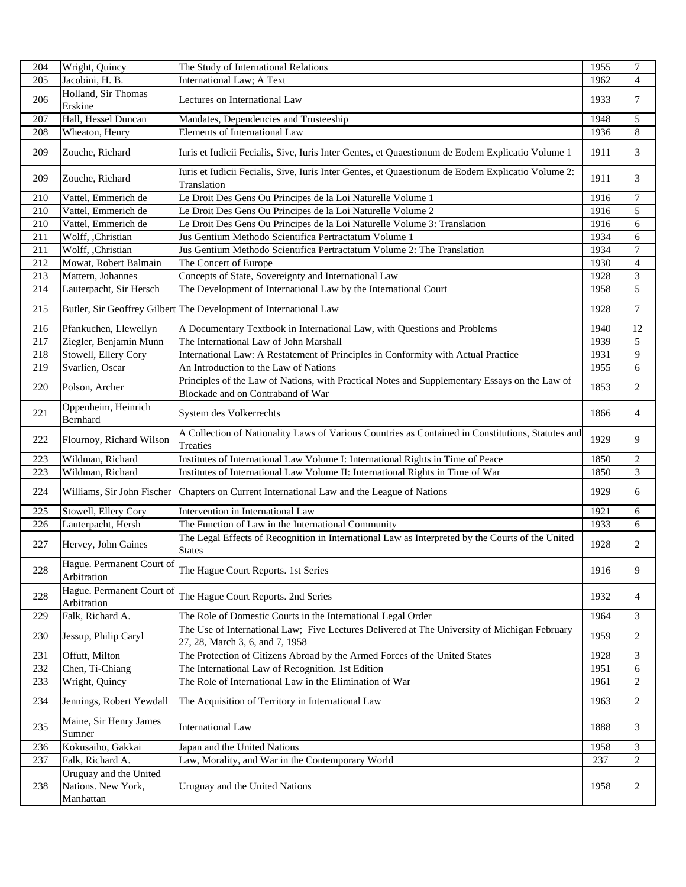| | | | | |
|---|---|---|---|---|
| 204 | Wright, Quincy | The Study of International Relations | 1955 | 7 |
| 205 | Jacobini, H. B. | International Law; A Text | 1962 | 4 |
| 206 | Holland, Sir Thomas Erskine | Lectures on International Law | 1933 | 7 |
| 207 | Hall, Hessel Duncan | Mandates, Dependencies and Trusteeship | 1948 | 5 |
| 208 | Wheaton, Henry | Elements of International Law | 1936 | 8 |
| 209 | Zouche, Richard | Iuris et Iudicii Fecialis, Sive, Iuris Inter Gentes, et Quaestionum de Eodem Explicatio Volume 1 | 1911 | 3 |
| 209 | Zouche, Richard | Iuris et Iudicii Fecialis, Sive, Iuris Inter Gentes, et Quaestionum de Eodem Explicatio Volume 2: Translation | 1911 | 3 |
| 210 | Vattel, Emmerich de | Le Droit Des Gens Ou Principes de la Loi Naturelle Volume 1 | 1916 | 7 |
| 210 | Vattel, Emmerich de | Le Droit Des Gens Ou Principes de la Loi Naturelle Volume 2 | 1916 | 5 |
| 210 | Vattel, Emmerich de | Le Droit Des Gens Ou Principes de la Loi Naturelle Volume 3: Translation | 1916 | 6 |
| 211 | Wolff, ,Christian | Jus Gentium Methodo Scientifica Pertractatum Volume 1 | 1934 | 6 |
| 211 | Wolff, ,Christian | Jus Gentium Methodo Scientifica Pertractatum Volume 2: The Translation | 1934 | 7 |
| 212 | Mowat, Robert Balmain | The Concert of Europe | 1930 | 4 |
| 213 | Mattern, Johannes | Concepts of State, Sovereignty and International Law | 1928 | 3 |
| 214 | Lauterpacht, Sir Hersch | The Development of International Law by the International Court | 1958 | 5 |
| 215 | Butler, Sir Geoffrey Gilbert | The Development of International Law | 1928 | 7 |
| 216 | Pfankuchen, Llewellyn | A Documentary Textbook in International Law, with Questions and Problems | 1940 | 12 |
| 217 | Ziegler, Benjamin Munn | The International Law of John Marshall | 1939 | 5 |
| 218 | Stowell, Ellery Cory | International Law: A Restatement of Principles in Conformity with Actual Practice | 1931 | 9 |
| 219 | Svarlien, Oscar | An Introduction to the Law of Nations | 1955 | 6 |
| 220 | Polson, Archer | Principles of the Law of Nations, with Practical Notes and Supplementary Essays on the Law of Blockade and on Contraband of War | 1853 | 2 |
| 221 | Oppenheim, Heinrich Bernhard | System des Volkerrechts | 1866 | 4 |
| 222 | Flournoy, Richard Wilson | A Collection of Nationality Laws of Various Countries as Contained in Constitutions, Statutes and Treaties | 1929 | 9 |
| 223 | Wildman, Richard | Institutes of International Law Volume I: International Rights in Time of Peace | 1850 | 2 |
| 223 | Wildman, Richard | Institutes of International Law Volume II: International Rights in Time of War | 1850 | 3 |
| 224 | Williams, Sir John Fischer | Chapters on Current International Law and the League of Nations | 1929 | 6 |
| 225 | Stowell, Ellery Cory | Intervention in International Law | 1921 | 6 |
| 226 | Lauterpacht, Hersh | The Function of Law in the International Community | 1933 | 6 |
| 227 | Hervey, John Gaines | The Legal Effects of Recognition in International Law as Interpreted by the Courts of the United States | 1928 | 2 |
| 228 | Hague. Permanent Court of Arbitration | The Hague Court Reports. 1st Series | 1916 | 9 |
| 228 | Hague. Permanent Court of Arbitration | The Hague Court Reports. 2nd Series | 1932 | 4 |
| 229 | Falk, Richard A. | The Role of Domestic Courts in the International Legal Order | 1964 | 3 |
| 230 | Jessup, Philip Caryl | The Use of International Law; Five Lectures Delivered at The University of Michigan February 27, 28, March 3, 6, and 7, 1958 | 1959 | 2 |
| 231 | Offutt, Milton | The Protection of Citizens Abroad by the Armed Forces of the United States | 1928 | 3 |
| 232 | Chen, Ti-Chiang | The International Law of Recognition. 1st Edition | 1951 | 6 |
| 233 | Wright, Quincy | The Role of International Law in the Elimination of War | 1961 | 2 |
| 234 | Jennings, Robert Yewdall | The Acquisition of Territory in International Law | 1963 | 2 |
| 235 | Maine, Sir Henry James Sumner | International Law | 1888 | 3 |
| 236 | Kokusaiho, Gakkai | Japan and the United Nations | 1958 | 3 |
| 237 | Falk, Richard A. | Law, Morality, and War in the Contemporary World | 237 | 2 |
| 238 | Uruguay and the United Nations. New York, Manhattan | Uruguay and the United Nations | 1958 | 2 |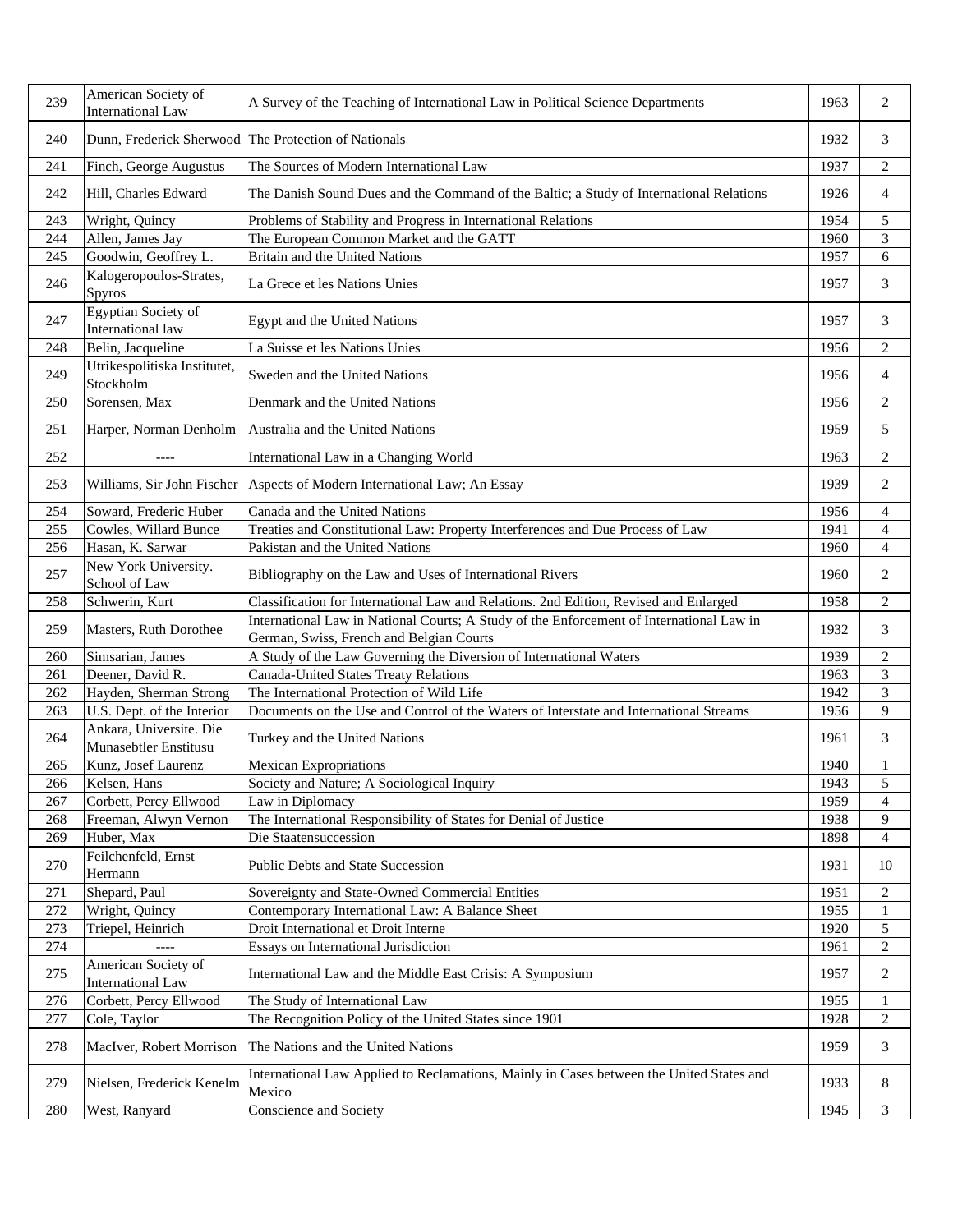| | | | | |
|---|---|---|---|---|
| 239 | American Society of International Law | A Survey of the Teaching of International Law in Political Science Departments | 1963 | 2 |
| 240 | Dunn, Frederick Sherwood | The Protection of Nationals | 1932 | 3 |
| 241 | Finch, George Augustus | The Sources of Modern International Law | 1937 | 2 |
| 242 | Hill, Charles Edward | The Danish Sound Dues and the Command of the Baltic; a Study of International Relations | 1926 | 4 |
| 243 | Wright, Quincy | Problems of Stability and Progress in International Relations | 1954 | 5 |
| 244 | Allen, James Jay | The European Common Market and the GATT | 1960 | 3 |
| 245 | Goodwin, Geoffrey L. | Britain and the United Nations | 1957 | 6 |
| 246 | Kalogeropoulos-Strates, Spyros | La Grece et les Nations Unies | 1957 | 3 |
| 247 | Egyptian Society of International law | Egypt and the United Nations | 1957 | 3 |
| 248 | Belin, Jacqueline | La Suisse et les Nations Unies | 1956 | 2 |
| 249 | Utrikespolitiska Institutet, Stockholm | Sweden and the United Nations | 1956 | 4 |
| 250 | Sorensen, Max | Denmark and the United Nations | 1956 | 2 |
| 251 | Harper, Norman Denholm | Australia and the United Nations | 1959 | 5 |
| 252 | ---- | International Law in a Changing World | 1963 | 2 |
| 253 | Williams, Sir John Fischer | Aspects of Modern International Law; An Essay | 1939 | 2 |
| 254 | Soward, Frederic Huber | Canada and the United Nations | 1956 | 4 |
| 255 | Cowles, Willard Bunce | Treaties and Constitutional Law: Property Interferences and Due Process of Law | 1941 | 4 |
| 256 | Hasan, K. Sarwar | Pakistan and the United Nations | 1960 | 4 |
| 257 | New York University. School of Law | Bibliography on the Law and Uses of International Rivers | 1960 | 2 |
| 258 | Schwerin, Kurt | Classification for International Law and Relations. 2nd Edition, Revised and Enlarged | 1958 | 2 |
| 259 | Masters, Ruth Dorothee | International Law in National Courts; A Study of the Enforcement of International Law in German, Swiss, French and Belgian Courts | 1932 | 3 |
| 260 | Simsarian, James | A Study of the Law Governing the Diversion of International Waters | 1939 | 2 |
| 261 | Deener, David R. | Canada-United States Treaty Relations | 1963 | 3 |
| 262 | Hayden, Sherman Strong | The International Protection of Wild Life | 1942 | 3 |
| 263 | U.S. Dept. of the Interior | Documents on the Use and Control of the Waters of Interstate and International Streams | 1956 | 9 |
| 264 | Ankara, Universite. Die Munasebtler Enstitusu | Turkey and the United Nations | 1961 | 3 |
| 265 | Kunz, Josef Laurenz | Mexican Expropriations | 1940 | 1 |
| 266 | Kelsen, Hans | Society and Nature; A Sociological Inquiry | 1943 | 5 |
| 267 | Corbett, Percy Ellwood | Law in Diplomacy | 1959 | 4 |
| 268 | Freeman, Alwyn Vernon | The International Responsibility of States for Denial of Justice | 1938 | 9 |
| 269 | Huber, Max | Die Staatensuccession | 1898 | 4 |
| 270 | Feilchenfeld, Ernst Hermann | Public Debts and State Succession | 1931 | 10 |
| 271 | Shepard, Paul | Sovereignty and State-Owned Commercial Entities | 1951 | 2 |
| 272 | Wright, Quincy | Contemporary International Law: A Balance Sheet | 1955 | 1 |
| 273 | Triepel, Heinrich | Droit International et Droit Interne | 1920 | 5 |
| 274 | ---- | Essays on International Jurisdiction | 1961 | 2 |
| 275 | American Society of International Law | International Law and the Middle East Crisis: A Symposium | 1957 | 2 |
| 276 | Corbett, Percy Ellwood | The Study of International Law | 1955 | 1 |
| 277 | Cole, Taylor | The Recognition Policy of the United States since 1901 | 1928 | 2 |
| 278 | MacIver, Robert Morrison | The Nations and the United Nations | 1959 | 3 |
| 279 | Nielsen, Frederick Kenelm | International Law Applied to Reclamations, Mainly in Cases between the United States and Mexico | 1933 | 8 |
| 280 | West, Ranyard | Conscience and Society | 1945 | 3 |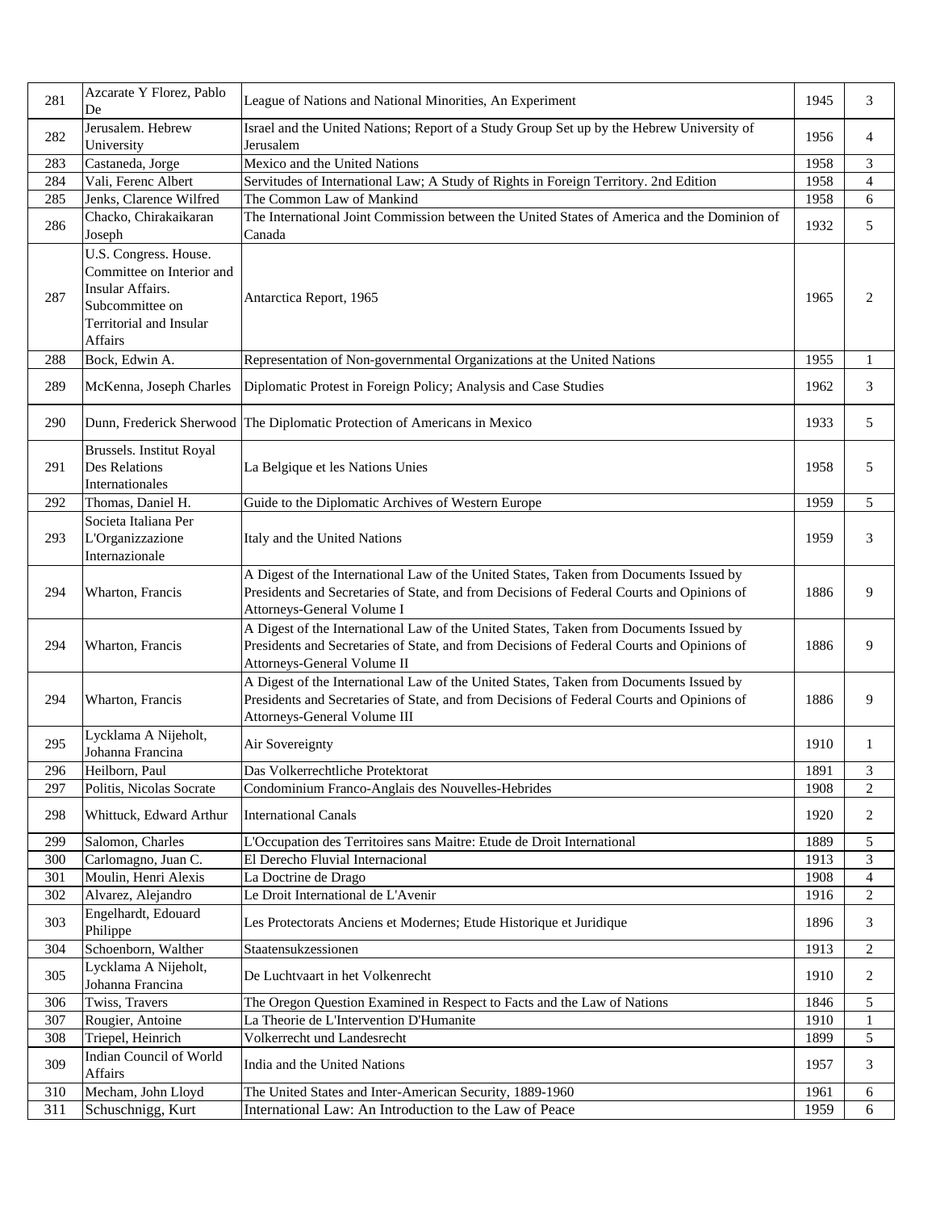| 281 | Azcarate Y Florez, Pablo De | League of Nations and National Minorities, An Experiment | 1945 | 3 |
|---|---|---|---|---|
| 282 | Jerusalem. Hebrew University | Israel and the United Nations; Report of a Study Group Set up by the Hebrew University of Jerusalem | 1956 | 4 |
| 283 | Castaneda, Jorge | Mexico and the United Nations | 1958 | 3 |
| 284 | Vali, Ferenc Albert | Servitudes of International Law; A Study of Rights in Foreign Territory. 2nd Edition | 1958 | 4 |
| 285 | Jenks, Clarence Wilfred | The Common Law of Mankind | 1958 | 6 |
| 286 | Chacko, Chirakaikaran Joseph | The International Joint Commission between the United States of America and the Dominion of Canada | 1932 | 5 |
| 287 | U.S. Congress. House. Committee on Interior and Insular Affairs. Subcommittee on Territorial and Insular Affairs | Antarctica Report, 1965 | 1965 | 2 |
| 288 | Bock, Edwin A. | Representation of Non-governmental Organizations at the United Nations | 1955 | 1 |
| 289 | McKenna, Joseph Charles | Diplomatic Protest in Foreign Policy; Analysis and Case Studies | 1962 | 3 |
| 290 | Dunn, Frederick Sherwood | The Diplomatic Protection of Americans in Mexico | 1933 | 5 |
| 291 | Brussels. Institut Royal Des Relations Internationales | La Belgique et les Nations Unies | 1958 | 5 |
| 292 | Thomas, Daniel H. | Guide to the Diplomatic Archives of Western Europe | 1959 | 5 |
| 293 | Societa Italiana Per L'Organizzazione Internazionale | Italy and the United Nations | 1959 | 3 |
| 294 | Wharton, Francis | A Digest of the International Law of the United States, Taken from Documents Issued by Presidents and Secretaries of State, and from Decisions of Federal Courts and Opinions of Attorneys-General Volume I | 1886 | 9 |
| 294 | Wharton, Francis | A Digest of the International Law of the United States, Taken from Documents Issued by Presidents and Secretaries of State, and from Decisions of Federal Courts and Opinions of Attorneys-General Volume II | 1886 | 9 |
| 294 | Wharton, Francis | A Digest of the International Law of the United States, Taken from Documents Issued by Presidents and Secretaries of State, and from Decisions of Federal Courts and Opinions of Attorneys-General Volume III | 1886 | 9 |
| 295 | Lycklama A Nijeholt, Johanna Francina | Air Sovereignty | 1910 | 1 |
| 296 | Heilborn, Paul | Das Volkerrechtliche Protektorat | 1891 | 3 |
| 297 | Politis, Nicolas Socrate | Condominium Franco-Anglais des Nouvelles-Hebrides | 1908 | 2 |
| 298 | Whittuck, Edward Arthur | International Canals | 1920 | 2 |
| 299 | Salomon, Charles | L'Occupation des Territoires sans Maitre: Etude de Droit International | 1889 | 5 |
| 300 | Carlomagno, Juan C. | El Derecho Fluvial Internacional | 1913 | 3 |
| 301 | Moulin, Henri Alexis | La Doctrine de Drago | 1908 | 4 |
| 302 | Alvarez, Alejandro | Le Droit International de L'Avenir | 1916 | 2 |
| 303 | Engelhardt, Edouard Philippe | Les Protectorats Anciens et Modernes; Etude Historique et Juridique | 1896 | 3 |
| 304 | Schoenborn, Walther | Staatensukzessionen | 1913 | 2 |
| 305 | Lycklama A Nijeholt, Johanna Francina | De Luchtvaart in het Volkenrecht | 1910 | 2 |
| 306 | Twiss, Travers | The Oregon Question Examined in Respect to Facts and the Law of Nations | 1846 | 5 |
| 307 | Rougier, Antoine | La Theorie de L'Intervention D'Humanite | 1910 | 1 |
| 308 | Triepel, Heinrich | Volkerrecht und Landesrecht | 1899 | 5 |
| 309 | Indian Council of World Affairs | India and the United Nations | 1957 | 3 |
| 310 | Mecham, John Lloyd | The United States and Inter-American Security, 1889-1960 | 1961 | 6 |
| 311 | Schuschnigg, Kurt | International Law: An Introduction to the Law of Peace | 1959 | 6 |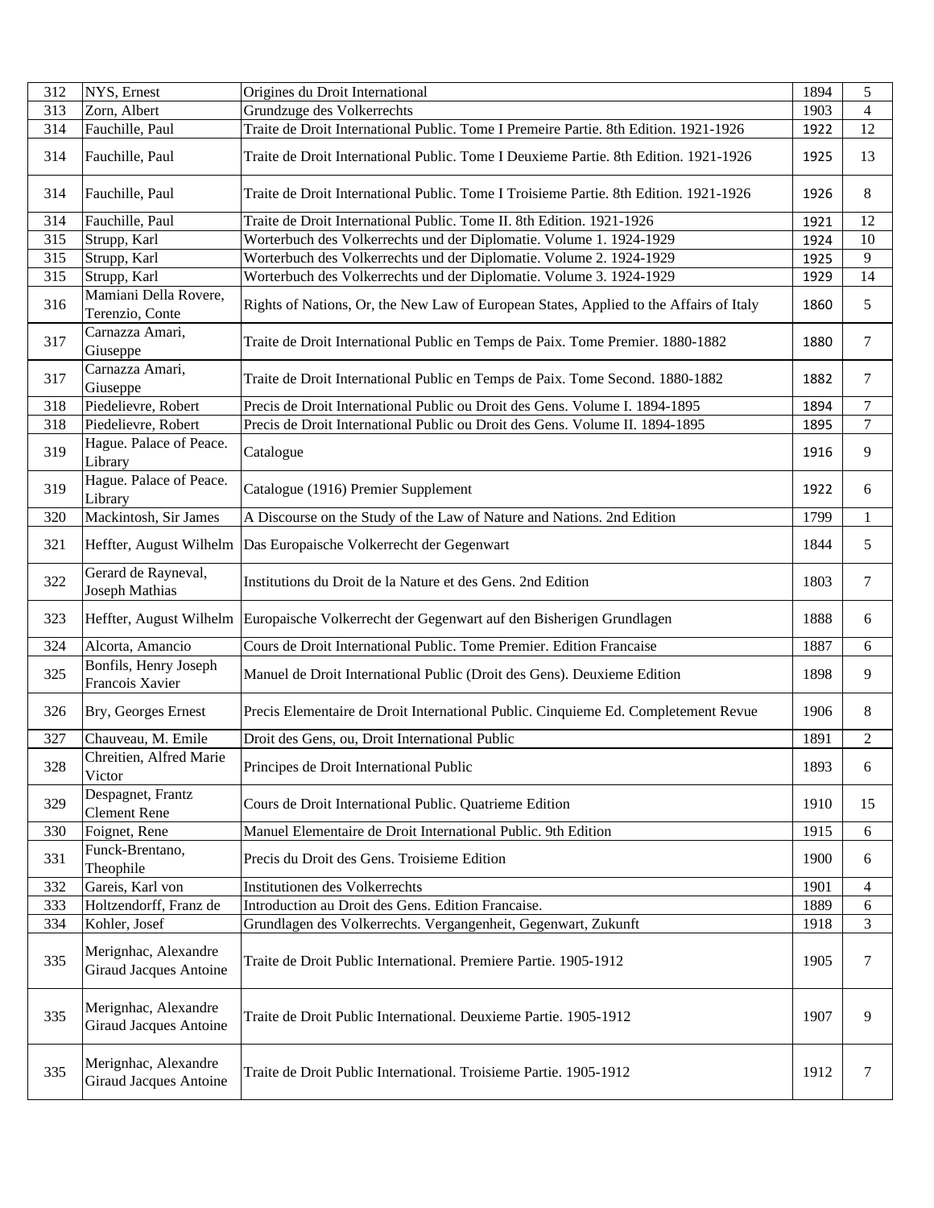| 312 | NYS, Ernest | Origines du Droit International | 1894 | 5 |
|---|---|---|---|---|
| 313 | Zorn, Albert | Grundzuge des Volkerrechts | 1903 | 4 |
| 314 | Fauchille, Paul | Traite de Droit International Public. Tome I Premeire Partie. 8th Edition. 1921-1926 | 1922 | 12 |
| 314 | Fauchille, Paul | Traite de Droit International Public. Tome I Deuxieme Partie. 8th Edition. 1921-1926 | 1925 | 13 |
| 314 | Fauchille, Paul | Traite de Droit International Public. Tome I Troisieme Partie. 8th Edition. 1921-1926 | 1926 | 8 |
| 314 | Fauchille, Paul | Traite de Droit International Public. Tome II. 8th Edition. 1921-1926 | 1921 | 12 |
| 315 | Strupp, Karl | Worterbuch des Volkerrechts und der Diplomatie. Volume 1. 1924-1929 | 1924 | 10 |
| 315 | Strupp, Karl | Worterbuch des Volkerrechts und der Diplomatie. Volume 2. 1924-1929 | 1925 | 9 |
| 315 | Strupp, Karl | Worterbuch des Volkerrechts und der Diplomatie. Volume 3. 1924-1929 | 1929 | 14 |
| 316 | Mamiani Della Rovere, Terenzio, Conte | Rights of Nations, Or, the New Law of European States, Applied to the Affairs of Italy | 1860 | 5 |
| 317 | Carnazza Amari, Giuseppe | Traite de Droit International Public en Temps de Paix. Tome Premier. 1880-1882 | 1880 | 7 |
| 317 | Carnazza Amari, Giuseppe | Traite de Droit International Public en Temps de Paix. Tome Second. 1880-1882 | 1882 | 7 |
| 318 | Piedelievre, Robert | Precis de Droit International Public ou Droit des Gens. Volume I. 1894-1895 | 1894 | 7 |
| 318 | Piedelievre, Robert | Precis de Droit International Public ou Droit des Gens. Volume II. 1894-1895 | 1895 | 7 |
| 319 | Hague. Palace of Peace. Library | Catalogue | 1916 | 9 |
| 319 | Hague. Palace of Peace. Library | Catalogue (1916) Premier Supplement | 1922 | 6 |
| 320 | Mackintosh, Sir James | A Discourse on the Study of the Law of Nature and Nations. 2nd Edition | 1799 | 1 |
| 321 | Heffter, August Wilhelm | Das Europaische Volkerrecht der Gegenwart | 1844 | 5 |
| 322 | Gerard de Rayneval, Joseph Mathias | Institutions du Droit de la Nature et des Gens. 2nd Edition | 1803 | 7 |
| 323 | Heffter, August Wilhelm | Europaische Volkerrecht der Gegenwart auf den Bisherigen Grundlagen | 1888 | 6 |
| 324 | Alcorta, Amancio | Cours de Droit International Public. Tome Premier. Edition Francaise | 1887 | 6 |
| 325 | Bonfils, Henry Joseph Francois Xavier | Manuel de Droit International Public (Droit des Gens). Deuxieme Edition | 1898 | 9 |
| 326 | Bry, Georges Ernest | Precis Elementaire de Droit International Public. Cinquieme Ed. Completement Revue | 1906 | 8 |
| 327 | Chauveau, M. Emile | Droit des Gens, ou, Droit International Public | 1891 | 2 |
| 328 | Chreitien, Alfred Marie Victor | Principes de Droit International Public | 1893 | 6 |
| 329 | Despagnet, Frantz Clement Rene | Cours de Droit International Public. Quatrieme Edition | 1910 | 15 |
| 330 | Foignet, Rene | Manuel Elementaire de Droit International Public. 9th Edition | 1915 | 6 |
| 331 | Funck-Brentano, Theophile | Precis du Droit des Gens. Troisieme Edition | 1900 | 6 |
| 332 | Gareis, Karl von | Institutionen des Volkerrechts | 1901 | 4 |
| 333 | Holtzendorff, Franz de | Introduction au Droit des Gens. Edition Francaise. | 1889 | 6 |
| 334 | Kohler, Josef | Grundlagen des Volkerrechts. Vergangenheit, Gegenwart, Zukunft | 1918 | 3 |
| 335 | Merignhac, Alexandre Giraud Jacques Antoine | Traite de Droit Public International. Premiere Partie. 1905-1912 | 1905 | 7 |
| 335 | Merignhac, Alexandre Giraud Jacques Antoine | Traite de Droit Public International. Deuxieme Partie. 1905-1912 | 1907 | 9 |
| 335 | Merignhac, Alexandre Giraud Jacques Antoine | Traite de Droit Public International. Troisieme Partie. 1905-1912 | 1912 | 7 |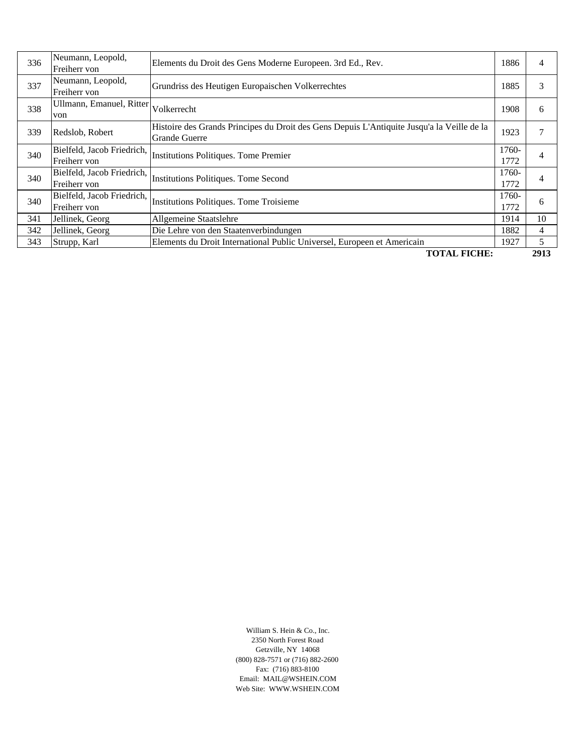| | | | | |
|---|---|---|---|---|
| 336 | Neumann, Leopold, Freiherr von | Elements du Droit des Gens Moderne Europeen. 3rd Ed., Rev. | 1886 | 4 |
| 337 | Neumann, Leopold, Freiherr von | Grundriss des Heutigen Europaischen Volkerrechtes | 1885 | 3 |
| 338 | Ullmann, Emanuel, Ritter von | Volkerrecht | 1908 | 6 |
| 339 | Redslob, Robert | Histoire des Grands Principes du Droit des Gens Depuis L'Antiquite Jusqu'a la Veille de la Grande Guerre | 1923 | 7 |
| 340 | Bielfeld, Jacob Friedrich, Freiherr von | Institutions Politiques. Tome Premier | 1760-1772 | 4 |
| 340 | Bielfeld, Jacob Friedrich, Freiherr von | Institutions Politiques. Tome Second | 1760-1772 | 4 |
| 340 | Bielfeld, Jacob Friedrich, Freiherr von | Institutions Politiques. Tome Troisieme | 1760-1772 | 6 |
| 341 | Jellinek, Georg | Allgemeine Staatslehre | 1914 | 10 |
| 342 | Jellinek, Georg | Die Lehre von den Staatenverbindungen | 1882 | 4 |
| 343 | Strupp, Karl | Elements du Droit International Public Universel, Europeen et Americain | 1927 | 5 |
| | | | **TOTAL FICHE:** | **2913** |

William S. Hein & Co., Inc.
2350 North Forest Road
Getzville, NY 14068
(800) 828-7571 or (716) 882-2600
Fax: (716) 883-8100
Email: MAIL@WSHEIN.COM
Web Site: WWW.WSHEIN.COM